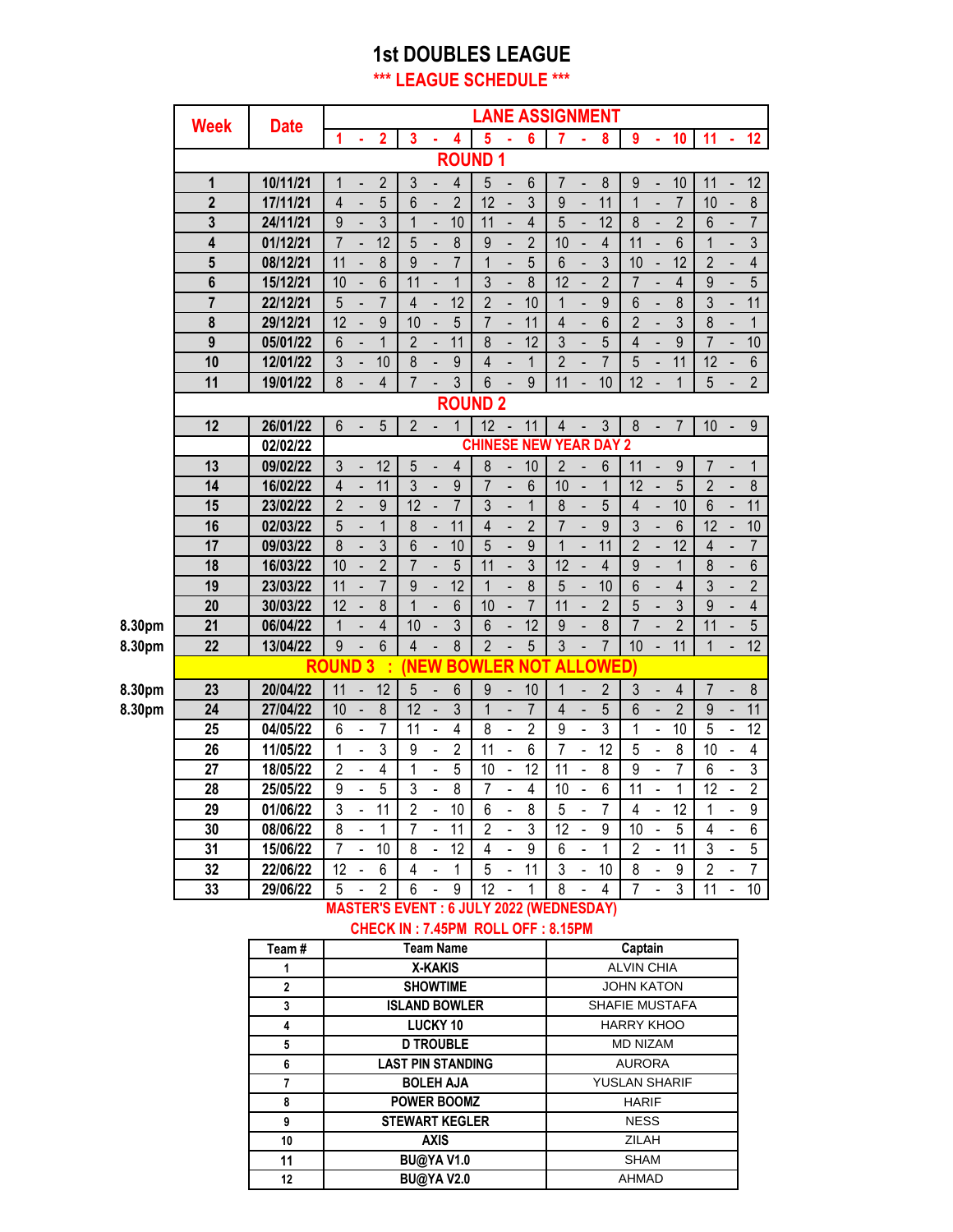# 1st DOUBLES LEAGUE

## *** LEAGUE SCHEDULE ***

| | Week | Date | LANE ASSIGNMENT | | | | | |
|---|---|---|---|---|---|---|---|---|
| | | | 1 - 2 | 3 - 4 | 5 - 6 | 7 - 8 | 9 - 10 | 11 - 12 |
| | | | **ROUND 1** | | | | | |
| | 1 | 10/11/21 | 1 - 2 | 3 - 4 | 5 - 6 | 7 - 8 | 9 - 10 | 11 - 12 |
| | 2 | 17/11/21 | 4 - 5 | 6 - 2 | 12 - 3 | 9 - 11 | 1 - 7 | 10 - 8 |
| | 3 | 24/11/21 | 9 - 3 | 1 - 10 | 11 - 4 | 5 - 12 | 8 - 2 | 6 - 7 |
| | 4 | 01/12/21 | 7 - 12 | 5 - 8 | 9 - 2 | 10 - 4 | 11 - 6 | 1 - 3 |
| | 5 | 08/12/21 | 11 - 8 | 9 - 7 | 1 - 5 | 6 - 3 | 10 - 12 | 2 - 4 |
| | 6 | 15/12/21 | 10 - 6 | 11 - 1 | 3 - 8 | 12 - 2 | 7 - 4 | 9 - 5 |
| | 7 | 22/12/21 | 5 - 7 | 4 - 12 | 2 - 10 | 1 - 9 | 6 - 8 | 3 - 11 |
| | 8 | 29/12/21 | 12 - 9 | 10 - 5 | 7 - 11 | 4 - 6 | 2 - 3 | 8 - 1 |
| | 9 | 05/01/22 | 6 - 1 | 2 - 11 | 8 - 12 | 3 - 5 | 4 - 9 | 7 - 10 |
| | 10 | 12/01/22 | 3 - 10 | 8 - 9 | 4 - 1 | 2 - 7 | 5 - 11 | 12 - 6 |
| | 11 | 19/01/22 | 8 - 4 | 7 - 3 | 6 - 9 | 11 - 10 | 12 - 1 | 5 - 2 |
| | | | **ROUND 2** | | | | | |
| | 12 | 26/01/22 | 6 - 5 | 2 - 1 | 12 - 11 | 4 - 3 | 8 - 7 | 10 - 9 |
| | | 02/02/22 | CHINESE NEW YEAR DAY 2 | | | | | |
| | 13 | 09/02/22 | 3 - 12 | 5 - 4 | 8 - 10 | 2 - 6 | 11 - 9 | 7 - 1 |
| | 14 | 16/02/22 | 4 - 11 | 3 - 9 | 7 - 6 | 10 - 1 | 12 - 5 | 2 - 8 |
| | 15 | 23/02/22 | 2 - 9 | 12 - 7 | 3 - 1 | 8 - 5 | 4 - 10 | 6 - 11 |
| | 16 | 02/03/22 | 5 - 1 | 8 - 11 | 4 - 2 | 7 - 9 | 3 - 6 | 12 - 10 |
| | 17 | 09/03/22 | 8 - 3 | 6 - 10 | 5 - 9 | 1 - 11 | 2 - 12 | 4 - 7 |
| | 18 | 16/03/22 | 10 - 2 | 7 - 5 | 11 - 3 | 12 - 4 | 9 - 1 | 8 - 6 |
| | 19 | 23/03/22 | 11 - 7 | 9 - 12 | 1 - 8 | 5 - 10 | 6 - 4 | 3 - 2 |
| | 20 | 30/03/22 | 12 - 8 | 1 - 6 | 10 - 7 | 11 - 2 | 5 - 3 | 9 - 4 |
| 8.30pm | 21 | 06/04/22 | 1 - 4 | 10 - 3 | 6 - 12 | 9 - 8 | 7 - 2 | 11 - 5 |
| 8.30pm | 22 | 13/04/22 | 9 - 6 | 4 - 8 | 2 - 5 | 3 - 7 | 10 - 11 | 1 - 12 |
| | | | **ROUND 3 : (NEW BOWLER NOT ALLOWED)** | | | | | |
| 8.30pm | 23 | 20/04/22 | 11 - 12 | 5 - 6 | 9 - 10 | 1 - 2 | 3 - 4 | 7 - 8 |
| 8.30pm | 24 | 27/04/22 | 10 - 8 | 12 - 3 | 1 - 7 | 4 - 5 | 6 - 2 | 9 - 11 |
| | 25 | 04/05/22 | 6 - 7 | 11 - 4 | 8 - 2 | 9 - 3 | 1 - 10 | 5 - 12 |
| | 26 | 11/05/22 | 1 - 3 | 9 - 2 | 11 - 6 | 7 - 12 | 5 - 8 | 10 - 4 |
| | 27 | 18/05/22 | 2 - 4 | 1 - 5 | 10 - 12 | 11 - 8 | 9 - 7 | 6 - 3 |
| | 28 | 25/05/22 | 9 - 5 | 3 - 8 | 7 - 4 | 10 - 6 | 11 - 1 | 12 - 2 |
| | 29 | 01/06/22 | 3 - 11 | 2 - 10 | 6 - 8 | 5 - 7 | 4 - 12 | 1 - 9 |
| | 30 | 08/06/22 | 8 - 1 | 7 - 11 | 2 - 3 | 12 - 9 | 10 - 5 | 4 - 6 |
| | 31 | 15/06/22 | 7 - 10 | 8 - 12 | 4 - 9 | 6 - 1 | 2 - 11 | 3 - 5 |
| | 32 | 22/06/22 | 12 - 6 | 4 - 1 | 5 - 11 | 3 - 10 | 8 - 9 | 2 - 7 |
| | 33 | 29/06/22 | 5 - 2 | 6 - 9 | 12 - 1 | 8 - 4 | 7 - 3 | 11 - 10 |

**MASTER'S EVENT : 6 JULY 2022 (WEDNESDAY)**

**CHECK IN : 7.45PM ROLL OFF : 8.15PM**

| Team # | Team Name | Captain |
|---|---|---|
| 1 | X-KAKIS | ALVIN CHIA |
| 2 | SHOWTIME | JOHN KATON |
| 3 | ISLAND BOWLER | SHAFIE MUSTAFA |
| 4 | LUCKY 10 | HARRY KHOO |
| 5 | D TROUBLE | MD NIZAM |
| 6 | LAST PIN STANDING | AURORA |
| 7 | BOLEH AJA | YUSLAN SHARIF |
| 8 | POWER BOOMZ | HARIF |
| 9 | STEWART KEGLER | NESS |
| 10 | AXIS | ZILAH |
| 11 | BU@YA V1.0 | SHAM |
| 12 | BU@YA V2.0 | AHMAD |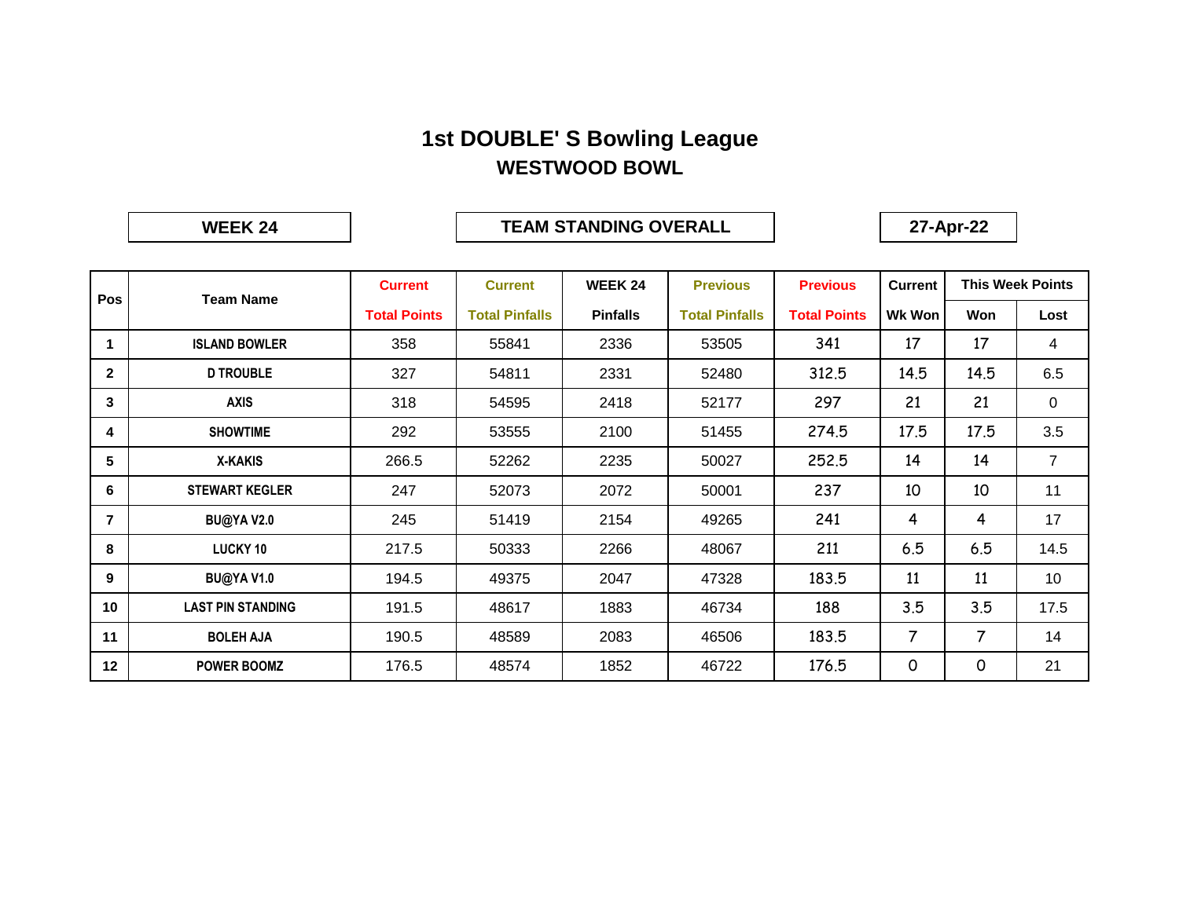# 1st DOUBLE' S Bowling League

## WESTWOOD BOWL

**WEEK 24** | **TEAM STANDING OVERALL** | **27-Apr-22**

| Pos | Team Name | Current Total Points | Current Total Pinfalls | WEEK 24 Pinfalls | Previous Total Pinfalls | Previous Total Points | Current Wk Won | This Week Points | |
|---|---|---|---|---|---|---|---|---|---|
| | | | | | | | | Won | Lost |
| 1 | ISLAND BOWLER | 358 | 55841 | 2336 | 53505 | 341 | 17 | 17 | 4 |
| 2 | D TROUBLE | 327 | 54811 | 2331 | 52480 | 312.5 | 14.5 | 14.5 | 6.5 |
| 3 | AXIS | 318 | 54595 | 2418 | 52177 | 297 | 21 | 21 | 0 |
| 4 | SHOWTIME | 292 | 53555 | 2100 | 51455 | 274.5 | 17.5 | 17.5 | 3.5 |
| 5 | X-KAKIS | 266.5 | 52262 | 2235 | 50027 | 252.5 | 14 | 14 | 7 |
| 6 | STEWART KEGLER | 247 | 52073 | 2072 | 50001 | 237 | 10 | 10 | 11 |
| 7 | BU@YA V2.0 | 245 | 51419 | 2154 | 49265 | 241 | 4 | 4 | 17 |
| 8 | LUCKY 10 | 217.5 | 50333 | 2266 | 48067 | 211 | 6.5 | 6.5 | 14.5 |
| 9 | BU@YA V1.0 | 194.5 | 49375 | 2047 | 47328 | 183.5 | 11 | 11 | 10 |
| 10 | LAST PIN STANDING | 191.5 | 48617 | 1883 | 46734 | 188 | 3.5 | 3.5 | 17.5 |
| 11 | BOLEH AJA | 190.5 | 48589 | 2083 | 46506 | 183.5 | 7 | 7 | 14 |
| 12 | POWER BOOMZ | 176.5 | 48574 | 1852 | 46722 | 176.5 | 0 | 0 | 21 |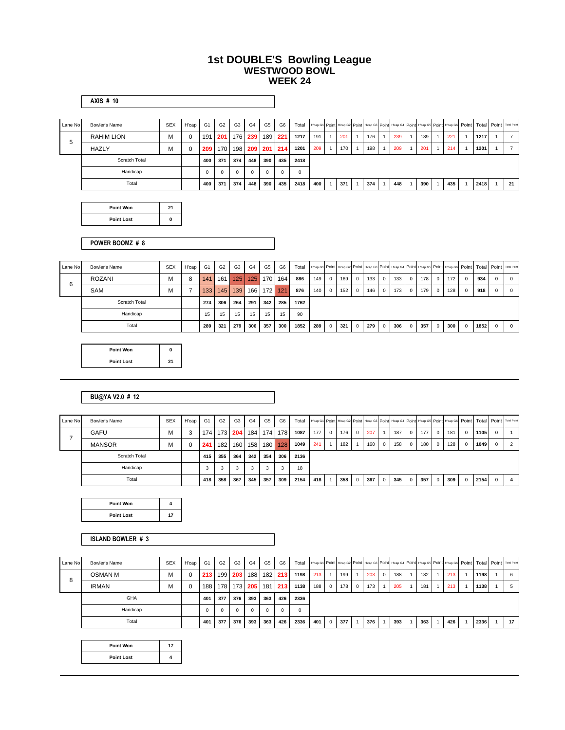# 1st DOUBLE'S Bowling League
## WESTWOOD BOWL
## WEEK 24

**AXIS # 10**

| Lane No | Bowler's Name | SEX | H'cap | G1 | G2 | G3 | G4 | G5 | G6 | Total | H'cap G1 | Point | H'cap G2 | Point | H'cap G3 | Point | H'cap G4 | Point | H'cap G5 | Point | H'cap G6 | Point | Total | Point | Total Point |
|---|---|---|---|---|---|---|---|---|---|---|---|---|---|---|---|---|---|---|---|---|---|---|---|---|---|
| 5 | RAHIM LION | M | 0 | 191 | 201 | 176 | 239 | 189 | 221 | 1217 | 191 | 1 | 201 | 1 | 176 | 1 | 239 | 1 | 189 | 1 | 221 | 1 | 1217 | 1 | 7 |
| | HAZLY | M | 0 | 209 | 170 | 198 | 209 | 201 | 214 | 1201 | 209 | 1 | 170 | 1 | 198 | 1 | 209 | 1 | 201 | 1 | 214 | 1 | 1201 | 1 | 7 |
| | Scratch Total | | | 400 | 371 | 374 | 448 | 390 | 435 | 2418 | | | | | | | | | | | | | | | |
| | Handicap | | | 0 | 0 | 0 | 0 | 0 | 0 | 0 | | | | | | | | | | | | | | | |
| | Total | | | 400 | 371 | 374 | 448 | 390 | 435 | 2418 | 400 | 1 | 371 | 1 | 374 | 1 | 448 | 1 | 390 | 1 | 435 | 1 | 2418 | 1 | 21 |

| | |
|---|---|
| Point Won | 21 |
| Point Lost | 0 |

**POWER BOOMZ # 8**

| Lane No | Bowler's Name | SEX | H'cap | G1 | G2 | G3 | G4 | G5 | G6 | Total | H'cap G1 | Point | H'cap G2 | Point | H'cap G3 | Point | H'cap G4 | Point | H'cap G5 | Point | H'cap G6 | Point | Total | Point | Total Point |
|---|---|---|---|---|---|---|---|---|---|---|---|---|---|---|---|---|---|---|---|---|---|---|---|---|---|
| 6 | ROZANI | M | 8 | 141 | 161 | 125 | 125 | 170 | 164 | 886 | 149 | 0 | 169 | 0 | 133 | 0 | 133 | 0 | 178 | 0 | 172 | 0 | 934 | 0 | 0 |
| | SAM | M | 7 | 133 | 145 | 139 | 166 | 172 | 121 | 876 | 140 | 0 | 152 | 0 | 146 | 0 | 173 | 0 | 179 | 0 | 128 | 0 | 918 | 0 | 0 |
| | Scratch Total | | | 274 | 306 | 264 | 291 | 342 | 285 | 1762 | | | | | | | | | | | | | | | |
| | Handicap | | | 15 | 15 | 15 | 15 | 15 | 15 | 90 | | | | | | | | | | | | | | | |
| | Total | | | 289 | 321 | 279 | 306 | 357 | 300 | 1852 | 289 | 0 | 321 | 0 | 279 | 0 | 306 | 0 | 357 | 0 | 300 | 0 | 1852 | 0 | 0 |

| | |
|---|---|
| Point Won | 0 |
| Point Lost | 21 |

**BU@YA V2.0 # 12**

| Lane No | Bowler's Name | SEX | H'cap | G1 | G2 | G3 | G4 | G5 | G6 | Total | H'cap G1 | Point | H'cap G2 | Point | H'cap G3 | Point | H'cap G4 | Point | H'cap G5 | Point | H'cap G6 | Point | Total | Point | Total Point |
|---|---|---|---|---|---|---|---|---|---|---|---|---|---|---|---|---|---|---|---|---|---|---|---|---|---|
| 7 | GAFU | M | 3 | 174 | 173 | 204 | 184 | 174 | 178 | 1087 | 177 | 0 | 176 | 0 | 207 | 1 | 187 | 0 | 177 | 0 | 181 | 0 | 1105 | 0 | 1 |
| | MANSOR | M | 0 | 241 | 182 | 160 | 158 | 180 | 128 | 1049 | 241 | 1 | 182 | 1 | 160 | 0 | 158 | 0 | 180 | 0 | 128 | 0 | 1049 | 0 | 2 |
| | Scratch Total | | | 415 | 355 | 364 | 342 | 354 | 306 | 2136 | | | | | | | | | | | | | | | |
| | Handicap | | | 3 | 3 | 3 | 3 | 3 | 3 | 18 | | | | | | | | | | | | | | | |
| | Total | | | 418 | 358 | 367 | 345 | 357 | 309 | 2154 | 418 | 1 | 358 | 0 | 367 | 0 | 345 | 0 | 357 | 0 | 309 | 0 | 2154 | 0 | 4 |

| | |
|---|---|
| Point Won | 4 |
| Point Lost | 17 |

**ISLAND BOWLER # 3**

| Lane No | Bowler's Name | SEX | H'cap | G1 | G2 | G3 | G4 | G5 | G6 | Total | H'cap G1 | Point | H'cap G2 | Point | H'cap G3 | Point | H'cap G4 | Point | H'cap G5 | Point | H'cap G6 | Point | Total | Point | Total Point |
|---|---|---|---|---|---|---|---|---|---|---|---|---|---|---|---|---|---|---|---|---|---|---|---|---|---|
| 8 | OSMAN M | M | 0 | 213 | 199 | 203 | 188 | 182 | 213 | 1198 | 213 | 1 | 199 | 1 | 203 | 0 | 188 | 1 | 182 | 1 | 213 | 1 | 1198 | 1 | 6 |
| | IRMAN | M | 0 | 188 | 178 | 173 | 205 | 181 | 213 | 1138 | 188 | 0 | 178 | 0 | 173 | 1 | 205 | 1 | 181 | 1 | 213 | 1 | 1138 | 1 | 5 |
| | GHA | | | 401 | 377 | 376 | 393 | 363 | 426 | 2336 | | | | | | | | | | | | | | | |
| | Handicap | | | 0 | 0 | 0 | 0 | 0 | 0 | 0 | | | | | | | | | | | | | | | |
| | Total | | | 401 | 377 | 376 | 393 | 363 | 426 | 2336 | 401 | 0 | 377 | 1 | 376 | 1 | 393 | 1 | 363 | 1 | 426 | 1 | 2336 | 1 | 17 |

| | |
|---|---|
| Point Won | 17 |
| Point Lost | 4 |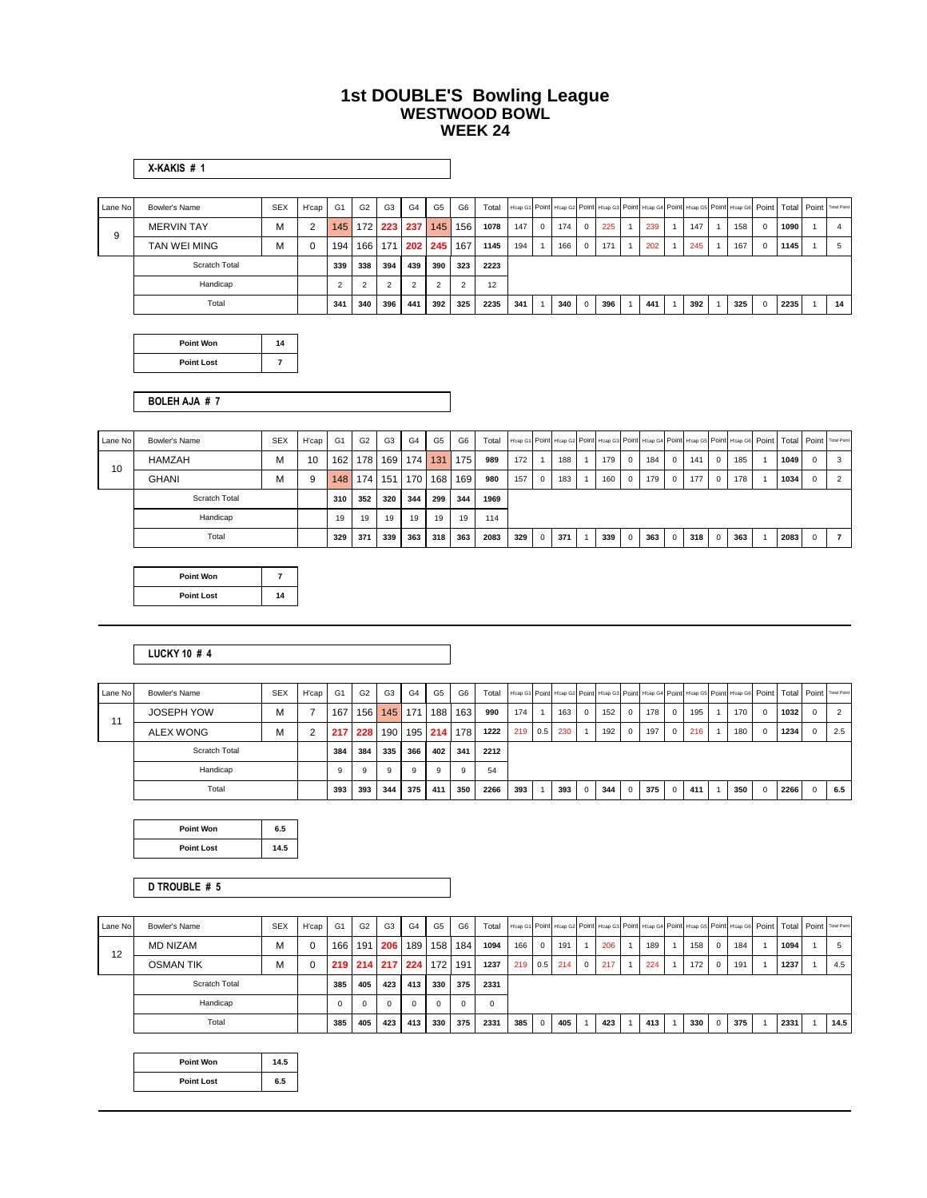# 1st DOUBLE'S Bowling League
## WESTWOOD BOWL
## WEEK 24

**X-KAKIS # 1**

| Lane No | Bowler's Name | SEX | H'cap | G1 | G2 | G3 | G4 | G5 | G6 | Total | H'cap G1 | Point | H'cap G2 | Point | H'cap G3 | Point | H'cap G4 | Point | H'cap G5 | Point | H'cap G6 | Point | Total | Point | Total Point |
|---|---|---|---|---|---|---|---|---|---|---|---|---|---|---|---|---|---|---|---|---|---|---|---|---|---|
| 9 | MERVIN TAY | M | 2 | 145 | 172 | 223 | 237 | 145 | 156 | 1078 | 147 | 0 | 174 | 0 | 225 | 1 | 239 | 1 | 147 | 1 | 158 | 0 | 1090 | 1 | 4 |
| | TAN WEI MING | M | 0 | 194 | 166 | 171 | 202 | 245 | 167 | 1145 | 194 | 1 | 166 | 0 | 171 | 1 | 202 | 1 | 245 | 1 | 167 | 0 | 1145 | 1 | 5 |
| | Scratch Total | | | 339 | 338 | 394 | 439 | 390 | 323 | 2223 | | | | | | | | | | | | | | | |
| | Handicap | | | 2 | 2 | 2 | 2 | 2 | 2 | 12 | | | | | | | | | | | | | | | |
| | Total | | | 341 | 340 | 396 | 441 | 392 | 325 | 2235 | 341 | 1 | 340 | 0 | 396 | 1 | 441 | 1 | 392 | 1 | 325 | 0 | 2235 | 1 | 14 |

| Point Won | 14 |
|---|---|
| Point Lost | 7 |

**BOLEH AJA # 7**

| Lane No | Bowler's Name | SEX | H'cap | G1 | G2 | G3 | G4 | G5 | G6 | Total | H'cap G1 | Point | H'cap G2 | Point | H'cap G3 | Point | H'cap G4 | Point | H'cap G5 | Point | H'cap G6 | Point | Total | Point | Total Point |
|---|---|---|---|---|---|---|---|---|---|---|---|---|---|---|---|---|---|---|---|---|---|---|---|---|---|
| 10 | HAMZAH | M | 10 | 162 | 178 | 169 | 174 | 131 | 175 | 989 | 172 | 1 | 188 | 1 | 179 | 0 | 184 | 0 | 141 | 0 | 185 | 1 | 1049 | 0 | 3 |
| | GHANI | M | 9 | 148 | 174 | 151 | 170 | 168 | 169 | 980 | 157 | 0 | 183 | 1 | 160 | 0 | 179 | 0 | 177 | 0 | 178 | 1 | 1034 | 0 | 2 |
| | Scratch Total | | | 310 | 352 | 320 | 344 | 299 | 344 | 1969 | | | | | | | | | | | | | | | |
| | Handicap | | | 19 | 19 | 19 | 19 | 19 | 19 | 114 | | | | | | | | | | | | | | | |
| | Total | | | 329 | 371 | 339 | 363 | 318 | 363 | 2083 | 329 | 0 | 371 | 1 | 339 | 0 | 363 | 0 | 318 | 0 | 363 | 1 | 2083 | 0 | 7 |

| Point Won | 7 |
|---|---|
| Point Lost | 14 |

---

**LUCKY 10 # 4**

| Lane No | Bowler's Name | SEX | H'cap | G1 | G2 | G3 | G4 | G5 | G6 | Total | H'cap G1 | Point | H'cap G2 | Point | H'cap G3 | Point | H'cap G4 | Point | H'cap G5 | Point | H'cap G6 | Point | Total | Point | Total Point |
|---|---|---|---|---|---|---|---|---|---|---|---|---|---|---|---|---|---|---|---|---|---|---|---|---|---|
| 11 | JOSEPH YOW | M | 7 | 167 | 156 | 145 | 171 | 188 | 163 | 990 | 174 | 1 | 163 | 0 | 152 | 0 | 178 | 0 | 195 | 1 | 170 | 0 | 1032 | 0 | 2 |
| | ALEX WONG | M | 2 | 217 | 228 | 190 | 195 | 214 | 178 | 1222 | 219 | 0.5 | 230 | 1 | 192 | 0 | 197 | 0 | 216 | 1 | 180 | 0 | 1234 | 0 | 2.5 |
| | Scratch Total | | | 384 | 384 | 335 | 366 | 402 | 341 | 2212 | | | | | | | | | | | | | | | |
| | Handicap | | | 9 | 9 | 9 | 9 | 9 | 9 | 54 | | | | | | | | | | | | | | | |
| | Total | | | 393 | 393 | 344 | 375 | 411 | 350 | 2266 | 393 | 1 | 393 | 0 | 344 | 0 | 375 | 0 | 411 | 1 | 350 | 0 | 2266 | 0 | 6.5 |

| Point Won | 6.5 |
|---|---|
| Point Lost | 14.5 |

**D TROUBLE # 5**

| Lane No | Bowler's Name | SEX | H'cap | G1 | G2 | G3 | G4 | G5 | G6 | Total | H'cap G1 | Point | H'cap G2 | Point | H'cap G3 | Point | H'cap G4 | Point | H'cap G5 | Point | H'cap G6 | Point | Total | Point | Total Point |
|---|---|---|---|---|---|---|---|---|---|---|---|---|---|---|---|---|---|---|---|---|---|---|---|---|---|
| 12 | MD NIZAM | M | 0 | 166 | 191 | 206 | 189 | 158 | 184 | 1094 | 166 | 0 | 191 | 1 | 206 | 1 | 189 | 1 | 158 | 0 | 184 | 1 | 1094 | 1 | 5 |
| | OSMAN TIK | M | 0 | 219 | 214 | 217 | 224 | 172 | 191 | 1237 | 219 | 0.5 | 214 | 0 | 217 | 1 | 224 | 1 | 172 | 0 | 191 | 1 | 1237 | 1 | 4.5 |
| | Scratch Total | | | 385 | 405 | 423 | 413 | 330 | 375 | 2331 | | | | | | | | | | | | | | | |
| | Handicap | | | 0 | 0 | 0 | 0 | 0 | 0 | 0 | | | | | | | | | | | | | | | |
| | Total | | | 385 | 405 | 423 | 413 | 330 | 375 | 2331 | 385 | 0 | 405 | 1 | 423 | 1 | 413 | 1 | 330 | 0 | 375 | 1 | 2331 | 1 | 14.5 |

| Point Won | 14.5 |
|---|---|
| Point Lost | 6.5 |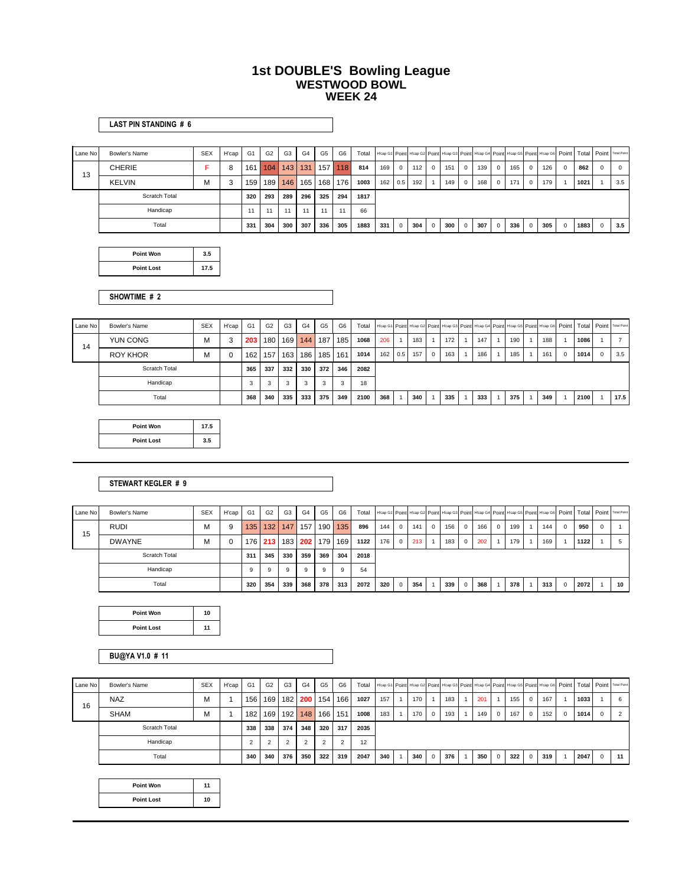# 1st DOUBLE'S Bowling League
## WESTWOOD BOWL
## WEEK 24

**LAST PIN STANDING # 6**

| Lane No | Bowler's Name | SEX | H'cap | G1 | G2 | G3 | G4 | G5 | G6 | Total | H'cap G1 | Point | H'cap G2 | Point | H'cap G3 | Point | H'cap G4 | Point | H'cap G5 | Point | H'cap G6 | Point | Total | Point | Total Point |
|---|---|---|---|---|---|---|---|---|---|---|---|---|---|---|---|---|---|---|---|---|---|---|---|---|---|
| 13 | CHERIE | F | 8 | 161 | 104 | 143 | 131 | 157 | 118 | 814 | 169 | 0 | 112 | 0 | 151 | 0 | 139 | 0 | 165 | 0 | 126 | 0 | 862 | 0 | 0 |
| | KELVIN | M | 3 | 159 | 189 | 146 | 165 | 168 | 176 | 1003 | 162 | 0.5 | 192 | 1 | 149 | 0 | 168 | 0 | 171 | 0 | 179 | 1 | 1021 | 1 | 3.5 |
| | Scratch Total | | | 320 | 293 | 289 | 296 | 325 | 294 | 1817 | | | | | | | | | | | | | | | |
| | Handicap | | | 11 | 11 | 11 | 11 | 11 | 11 | 66 | | | | | | | | | | | | | | | |
| | Total | | | 331 | 304 | 300 | 307 | 336 | 305 | 1883 | 331 | 0 | 304 | 0 | 300 | 0 | 307 | 0 | 336 | 0 | 305 | 0 | 1883 | 0 | 3.5 |

| Point Won | 3.5 |
|---|---|
| Point Lost | 17.5 |

**SHOWTIME # 2**

| Lane No | Bowler's Name | SEX | H'cap | G1 | G2 | G3 | G4 | G5 | G6 | Total | H'cap G1 | Point | H'cap G2 | Point | H'cap G3 | Point | H'cap G4 | Point | H'cap G5 | Point | H'cap G6 | Point | Total | Point | Total Point |
|---|---|---|---|---|---|---|---|---|---|---|---|---|---|---|---|---|---|---|---|---|---|---|---|---|---|
| 14 | YUN CONG | M | 3 | 203 | 180 | 169 | 144 | 187 | 185 | 1068 | 206 | 1 | 183 | 1 | 172 | 1 | 147 | 1 | 190 | 1 | 188 | 1 | 1086 | 1 | 7 |
| | ROY KHOR | M | 0 | 162 | 157 | 163 | 186 | 185 | 161 | 1014 | 162 | 0.5 | 157 | 0 | 163 | 1 | 186 | 1 | 185 | 1 | 161 | 0 | 1014 | 0 | 3.5 |
| | Scratch Total | | | 365 | 337 | 332 | 330 | 372 | 346 | 2082 | | | | | | | | | | | | | | | |
| | Handicap | | | 3 | 3 | 3 | 3 | 3 | 3 | 18 | | | | | | | | | | | | | | | |
| | Total | | | 368 | 340 | 335 | 333 | 375 | 349 | 2100 | 368 | 1 | 340 | 1 | 335 | 1 | 333 | 1 | 375 | 1 | 349 | 1 | 2100 | 1 | 17.5 |

| Point Won | 17.5 |
|---|---|
| Point Lost | 3.5 |

**STEWART KEGLER # 9**

| Lane No | Bowler's Name | SEX | H'cap | G1 | G2 | G3 | G4 | G5 | G6 | Total | H'cap G1 | Point | H'cap G2 | Point | H'cap G3 | Point | H'cap G4 | Point | H'cap G5 | Point | H'cap G6 | Point | Total | Point | Total Point |
|---|---|---|---|---|---|---|---|---|---|---|---|---|---|---|---|---|---|---|---|---|---|---|---|---|---|
| 15 | RUDI | M | 9 | 135 | 132 | 147 | 157 | 190 | 135 | 896 | 144 | 0 | 141 | 0 | 156 | 0 | 166 | 0 | 199 | 1 | 144 | 0 | 950 | 0 | 1 |
| | DWAYNE | M | 0 | 176 | 213 | 183 | 202 | 179 | 169 | 1122 | 176 | 0 | 213 | 1 | 183 | 0 | 202 | 1 | 179 | 1 | 169 | 1 | 1122 | 1 | 5 |
| | Scratch Total | | | 311 | 345 | 330 | 359 | 369 | 304 | 2018 | | | | | | | | | | | | | | | |
| | Handicap | | | 9 | 9 | 9 | 9 | 9 | 9 | 54 | | | | | | | | | | | | | | | |
| | Total | | | 320 | 354 | 339 | 368 | 378 | 313 | 2072 | 320 | 0 | 354 | 1 | 339 | 0 | 368 | 1 | 378 | 1 | 313 | 0 | 2072 | 1 | 10 |

| Point Won | 10 |
|---|---|
| Point Lost | 11 |

**BU@YA V1.0 # 11**

| Lane No | Bowler's Name | SEX | H'cap | G1 | G2 | G3 | G4 | G5 | G6 | Total | H'cap G1 | Point | H'cap G2 | Point | H'cap G3 | Point | H'cap G4 | Point | H'cap G5 | Point | H'cap G6 | Point | Total | Point | Total Point |
|---|---|---|---|---|---|---|---|---|---|---|---|---|---|---|---|---|---|---|---|---|---|---|---|---|---|
| 16 | NAZ | M | 1 | 156 | 169 | 182 | 200 | 154 | 166 | 1027 | 157 | 1 | 170 | 1 | 183 | 1 | 201 | 1 | 155 | 0 | 167 | 1 | 1033 | 1 | 6 |
| | SHAM | M | 1 | 182 | 169 | 192 | 148 | 166 | 151 | 1008 | 183 | 1 | 170 | 0 | 193 | 1 | 149 | 0 | 167 | 0 | 152 | 0 | 1014 | 0 | 2 |
| | Scratch Total | | | 338 | 338 | 374 | 348 | 320 | 317 | 2035 | | | | | | | | | | | | | | | |
| | Handicap | | | 2 | 2 | 2 | 2 | 2 | 2 | 12 | | | | | | | | | | | | | | | |
| | Total | | | 340 | 340 | 376 | 350 | 322 | 319 | 2047 | 340 | 1 | 340 | 0 | 376 | 1 | 350 | 0 | 322 | 0 | 319 | 1 | 2047 | 0 | 11 |

| Point Won | 11 |
|---|---|
| Point Lost | 10 |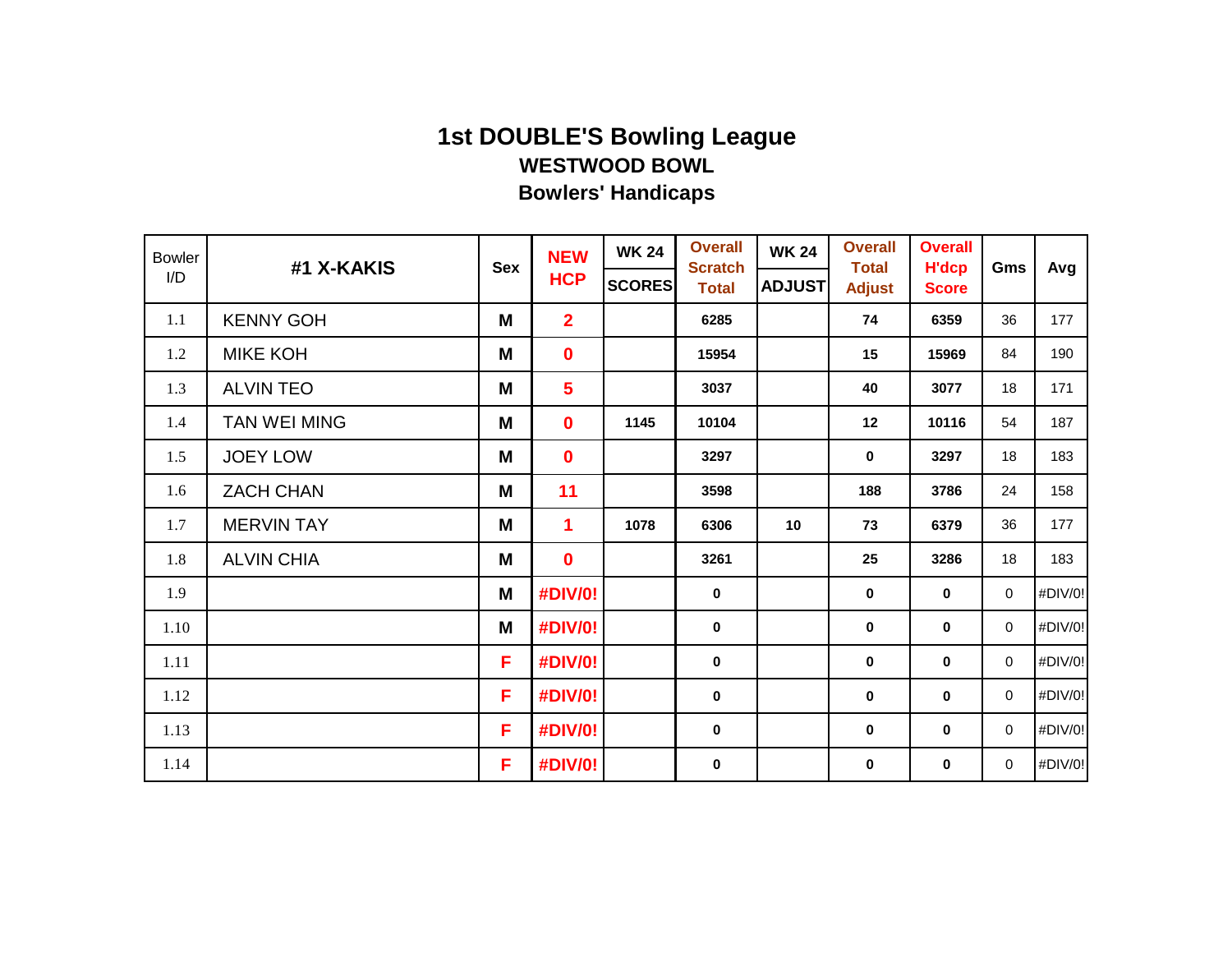# 1st DOUBLE'S Bowling League

## WESTWOOD BOWL

## Bowlers' Handicaps

| Bowler I/D | #1 X-KAKIS | Sex | NEW HCP | WK 24 SCORES | Overall Scratch Total | WK 24 ADJUST | Overall Total Adjust | Overall H'dcp Score | Gms | Avg |
|---|---|---|---|---|---|---|---|---|---|---|
| 1.1 | KENNY GOH | M | 2 | | 6285 | | 74 | 6359 | 36 | 177 |
| 1.2 | MIKE KOH | M | 0 | | 15954 | | 15 | 15969 | 84 | 190 |
| 1.3 | ALVIN TEO | M | 5 | | 3037 | | 40 | 3077 | 18 | 171 |
| 1.4 | TAN WEI MING | M | 0 | 1145 | 10104 | | 12 | 10116 | 54 | 187 |
| 1.5 | JOEY LOW | M | 0 | | 3297 | | 0 | 3297 | 18 | 183 |
| 1.6 | ZACH CHAN | M | 11 | | 3598 | | 188 | 3786 | 24 | 158 |
| 1.7 | MERVIN TAY | M | 1 | 1078 | 6306 | 10 | 73 | 6379 | 36 | 177 |
| 1.8 | ALVIN CHIA | M | 0 | | 3261 | | 25 | 3286 | 18 | 183 |
| 1.9 | | M | #DIV/0! | | 0 | | 0 | 0 | 0 | #DIV/0! |
| 1.10 | | M | #DIV/0! | | 0 | | 0 | 0 | 0 | #DIV/0! |
| 1.11 | | F | #DIV/0! | | 0 | | 0 | 0 | 0 | #DIV/0! |
| 1.12 | | F | #DIV/0! | | 0 | | 0 | 0 | 0 | #DIV/0! |
| 1.13 | | F | #DIV/0! | | 0 | | 0 | 0 | 0 | #DIV/0! |
| 1.14 | | F | #DIV/0! | | 0 | | 0 | 0 | 0 | #DIV/0! |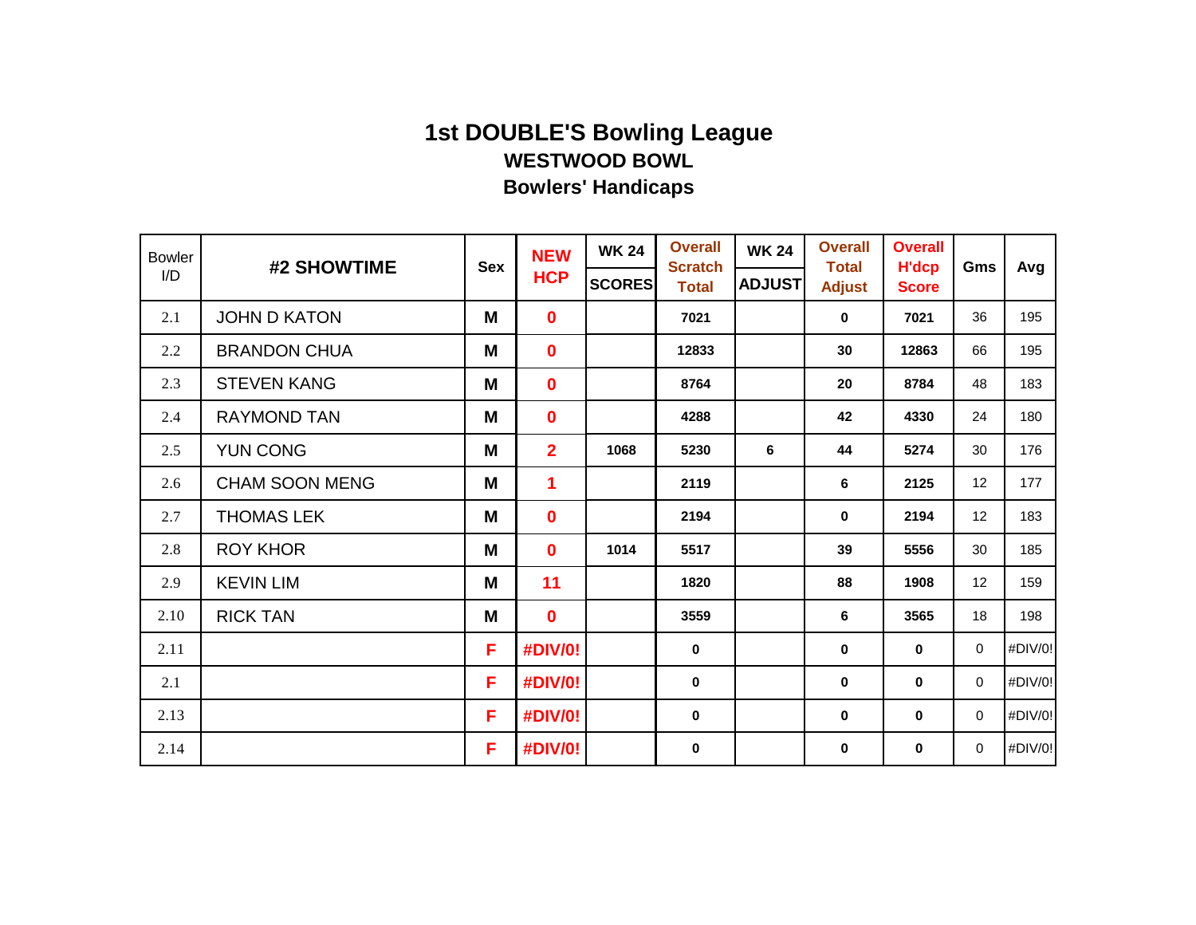# 1st DOUBLE'S Bowling League

## WESTWOOD BOWL

## Bowlers' Handicaps

| Bowler I/D | #2 SHOWTIME | Sex | NEW HCP | WK 24 SCORES | Overall Scratch Total | WK 24 ADJUST | Overall Total Adjust | Overall H'dcp Score | Gms | Avg |
|---|---|---|---|---|---|---|---|---|---|---|
| 2.1 | JOHN D KATON | M | 0 | | 7021 | | 0 | 7021 | 36 | 195 |
| 2.2 | BRANDON CHUA | M | 0 | | 12833 | | 30 | 12863 | 66 | 195 |
| 2.3 | STEVEN KANG | M | 0 | | 8764 | | 20 | 8784 | 48 | 183 |
| 2.4 | RAYMOND TAN | M | 0 | | 4288 | | 42 | 4330 | 24 | 180 |
| 2.5 | YUN CONG | M | 2 | 1068 | 5230 | 6 | 44 | 5274 | 30 | 176 |
| 2.6 | CHAM SOON MENG | M | 1 | | 2119 | | 6 | 2125 | 12 | 177 |
| 2.7 | THOMAS LEK | M | 0 | | 2194 | | 0 | 2194 | 12 | 183 |
| 2.8 | ROY KHOR | M | 0 | 1014 | 5517 | | 39 | 5556 | 30 | 185 |
| 2.9 | KEVIN LIM | M | 11 | | 1820 | | 88 | 1908 | 12 | 159 |
| 2.10 | RICK TAN | M | 0 | | 3559 | | 6 | 3565 | 18 | 198 |
| 2.11 | | F | #DIV/0! | | 0 | | 0 | 0 | 0 | #DIV/0! |
| 2.1 | | F | #DIV/0! | | 0 | | 0 | 0 | 0 | #DIV/0! |
| 2.13 | | F | #DIV/0! | | 0 | | 0 | 0 | 0 | #DIV/0! |
| 2.14 | | F | #DIV/0! | | 0 | | 0 | 0 | 0 | #DIV/0! |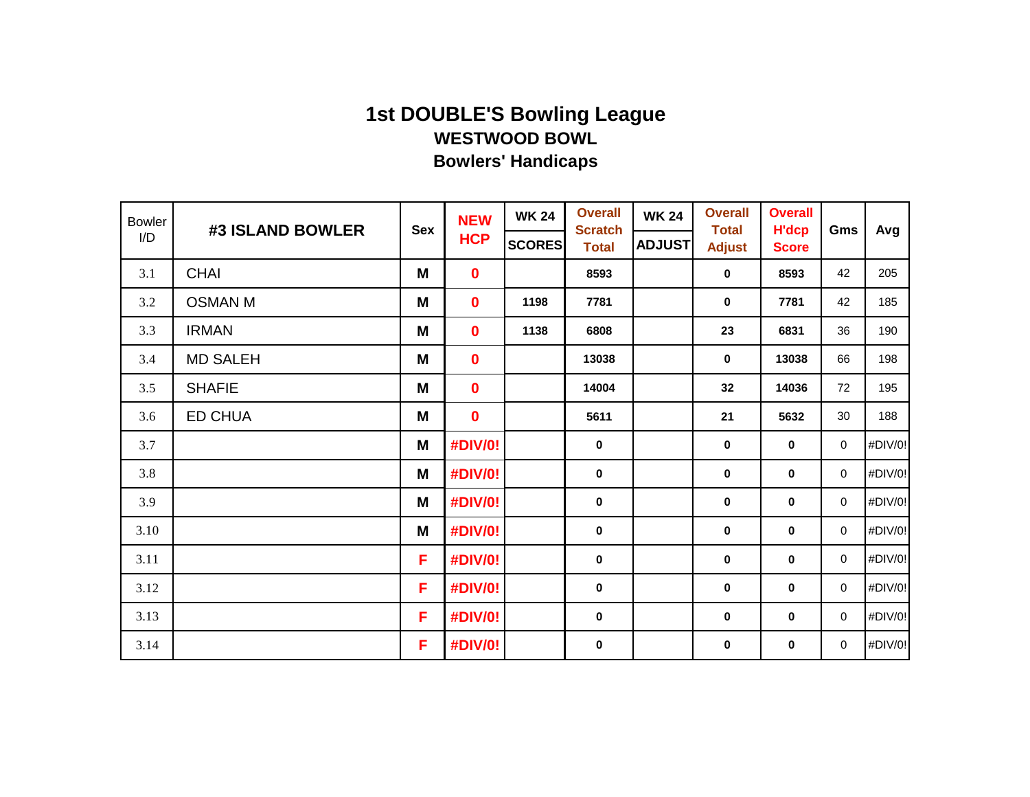# 1st DOUBLE'S Bowling League

## WESTWOOD BOWL

## Bowlers' Handicaps

| Bowler I/D | #3 ISLAND BOWLER | Sex | NEW HCP | WK 24 SCORES | Overall Scratch Total | WK 24 ADJUST | Overall Total Adjust | Overall H'dcp Score | Gms | Avg |
|---|---|---|---|---|---|---|---|---|---|---|
| 3.1 | CHAI | M | 0 | | 8593 | | 0 | 8593 | 42 | 205 |
| 3.2 | OSMAN M | M | 0 | 1198 | 7781 | | 0 | 7781 | 42 | 185 |
| 3.3 | IRMAN | M | 0 | 1138 | 6808 | | 23 | 6831 | 36 | 190 |
| 3.4 | MD SALEH | M | 0 | | 13038 | | 0 | 13038 | 66 | 198 |
| 3.5 | SHAFIE | M | 0 | | 14004 | | 32 | 14036 | 72 | 195 |
| 3.6 | ED CHUA | M | 0 | | 5611 | | 21 | 5632 | 30 | 188 |
| 3.7 | | M | #DIV/0! | | 0 | | 0 | 0 | 0 | #DIV/0! |
| 3.8 | | M | #DIV/0! | | 0 | | 0 | 0 | 0 | #DIV/0! |
| 3.9 | | M | #DIV/0! | | 0 | | 0 | 0 | 0 | #DIV/0! |
| 3.10 | | M | #DIV/0! | | 0 | | 0 | 0 | 0 | #DIV/0! |
| 3.11 | | F | #DIV/0! | | 0 | | 0 | 0 | 0 | #DIV/0! |
| 3.12 | | F | #DIV/0! | | 0 | | 0 | 0 | 0 | #DIV/0! |
| 3.13 | | F | #DIV/0! | | 0 | | 0 | 0 | 0 | #DIV/0! |
| 3.14 | | F | #DIV/0! | | 0 | | 0 | 0 | 0 | #DIV/0! |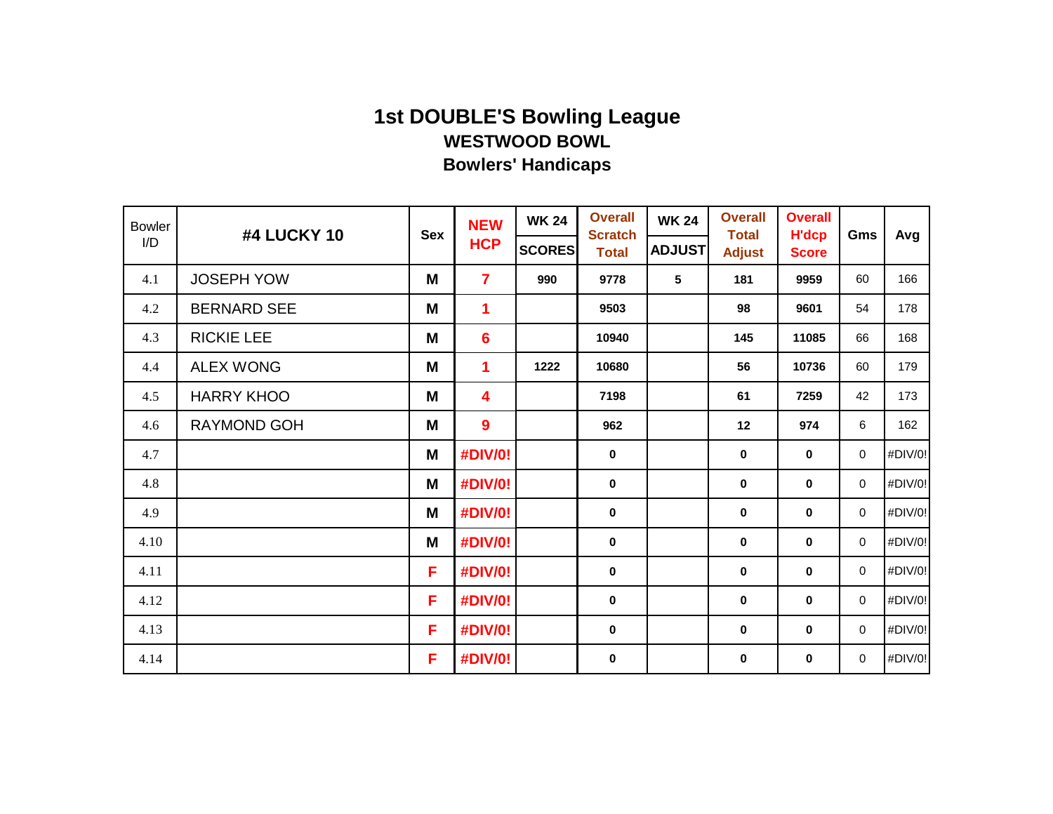# 1st DOUBLE'S Bowling League

## WESTWOOD BOWL

## Bowlers' Handicaps

| Bowler I/D | #4 LUCKY 10 | Sex | NEW HCP | WK 24 SCORES | Overall Scratch Total | WK 24 ADJUST | Overall Total Adjust | Overall H'dcp Score | Gms | Avg |
|---|---|---|---|---|---|---|---|---|---|---|
| 4.1 | JOSEPH YOW | M | 7 | 990 | 9778 | 5 | 181 | 9959 | 60 | 166 |
| 4.2 | BERNARD SEE | M | 1 | | 9503 | | 98 | 9601 | 54 | 178 |
| 4.3 | RICKIE LEE | M | 6 | | 10940 | | 145 | 11085 | 66 | 168 |
| 4.4 | ALEX WONG | M | 1 | 1222 | 10680 | | 56 | 10736 | 60 | 179 |
| 4.5 | HARRY KHOO | M | 4 | | 7198 | | 61 | 7259 | 42 | 173 |
| 4.6 | RAYMOND GOH | M | 9 | | 962 | | 12 | 974 | 6 | 162 |
| 4.7 | | M | #DIV/0! | | 0 | | 0 | 0 | 0 | #DIV/0! |
| 4.8 | | M | #DIV/0! | | 0 | | 0 | 0 | 0 | #DIV/0! |
| 4.9 | | M | #DIV/0! | | 0 | | 0 | 0 | 0 | #DIV/0! |
| 4.10 | | M | #DIV/0! | | 0 | | 0 | 0 | 0 | #DIV/0! |
| 4.11 | | F | #DIV/0! | | 0 | | 0 | 0 | 0 | #DIV/0! |
| 4.12 | | F | #DIV/0! | | 0 | | 0 | 0 | 0 | #DIV/0! |
| 4.13 | | F | #DIV/0! | | 0 | | 0 | 0 | 0 | #DIV/0! |
| 4.14 | | F | #DIV/0! | | 0 | | 0 | 0 | 0 | #DIV/0! |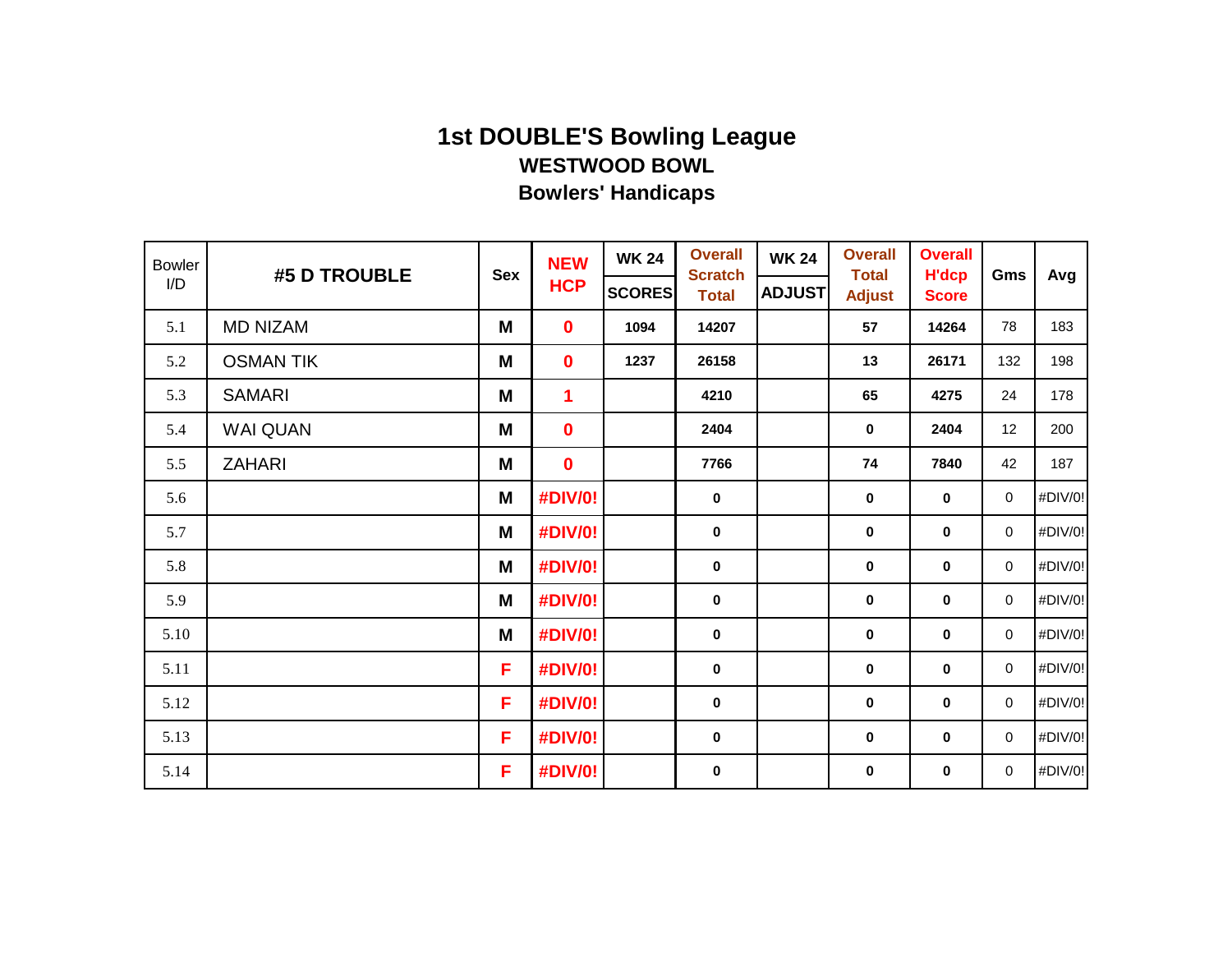# 1st DOUBLE'S Bowling League

## WESTWOOD BOWL

## Bowlers' Handicaps

| Bowler I/D | #5 D TROUBLE | Sex | NEW HCP | WK 24 SCORES | Overall Scratch Total | WK 24 ADJUST | Overall Total Adjust | Overall H'dcp Score | Gms | Avg |
|---|---|---|---|---|---|---|---|---|---|---|
| 5.1 | MD NIZAM | M | 0 | 1094 | 14207 | | 57 | 14264 | 78 | 183 |
| 5.2 | OSMAN TIK | M | 0 | 1237 | 26158 | | 13 | 26171 | 132 | 198 |
| 5.3 | SAMARI | M | 1 | | 4210 | | 65 | 4275 | 24 | 178 |
| 5.4 | WAI QUAN | M | 0 | | 2404 | | 0 | 2404 | 12 | 200 |
| 5.5 | ZAHARI | M | 0 | | 7766 | | 74 | 7840 | 42 | 187 |
| 5.6 | | M | #DIV/0! | | 0 | | 0 | 0 | 0 | #DIV/0! |
| 5.7 | | M | #DIV/0! | | 0 | | 0 | 0 | 0 | #DIV/0! |
| 5.8 | | M | #DIV/0! | | 0 | | 0 | 0 | 0 | #DIV/0! |
| 5.9 | | M | #DIV/0! | | 0 | | 0 | 0 | 0 | #DIV/0! |
| 5.10 | | M | #DIV/0! | | 0 | | 0 | 0 | 0 | #DIV/0! |
| 5.11 | | F | #DIV/0! | | 0 | | 0 | 0 | 0 | #DIV/0! |
| 5.12 | | F | #DIV/0! | | 0 | | 0 | 0 | 0 | #DIV/0! |
| 5.13 | | F | #DIV/0! | | 0 | | 0 | 0 | 0 | #DIV/0! |
| 5.14 | | F | #DIV/0! | | 0 | | 0 | 0 | 0 | #DIV/0! |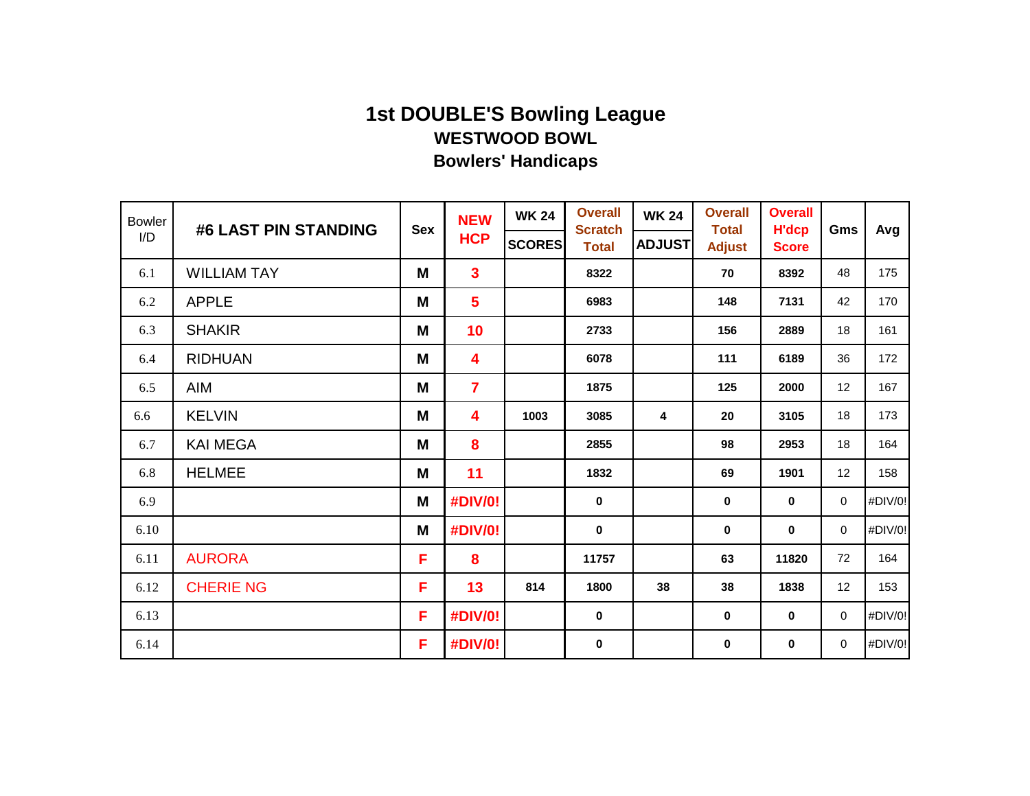# 1st DOUBLE'S Bowling League

## WESTWOOD BOWL

## Bowlers' Handicaps

| Bowler I/D | #6 LAST PIN STANDING | Sex | NEW HCP | WK 24 SCORES | Overall Scratch Total | WK 24 ADJUST | Overall Total Adjust | Overall H'dcp Score | Gms | Avg |
|---|---|---|---|---|---|---|---|---|---|---|
| 6.1 | WILLIAM TAY | M | 3 | | 8322 | | 70 | 8392 | 48 | 175 |
| 6.2 | APPLE | M | 5 | | 6983 | | 148 | 7131 | 42 | 170 |
| 6.3 | SHAKIR | M | 10 | | 2733 | | 156 | 2889 | 18 | 161 |
| 6.4 | RIDHUAN | M | 4 | | 6078 | | 111 | 6189 | 36 | 172 |
| 6.5 | AIM | M | 7 | | 1875 | | 125 | 2000 | 12 | 167 |
| 6.6 | KELVIN | M | 4 | 1003 | 3085 | 4 | 20 | 3105 | 18 | 173 |
| 6.7 | KAI MEGA | M | 8 | | 2855 | | 98 | 2953 | 18 | 164 |
| 6.8 | HELMEE | M | 11 | | 1832 | | 69 | 1901 | 12 | 158 |
| 6.9 | | M | #DIV/0! | | 0 | | 0 | 0 | 0 | #DIV/0! |
| 6.10 | | M | #DIV/0! | | 0 | | 0 | 0 | 0 | #DIV/0! |
| 6.11 | AURORA | F | 8 | | 11757 | | 63 | 11820 | 72 | 164 |
| 6.12 | CHERIE NG | F | 13 | 814 | 1800 | 38 | 38 | 1838 | 12 | 153 |
| 6.13 | | F | #DIV/0! | | 0 | | 0 | 0 | 0 | #DIV/0! |
| 6.14 | | F | #DIV/0! | | 0 | | 0 | 0 | 0 | #DIV/0! |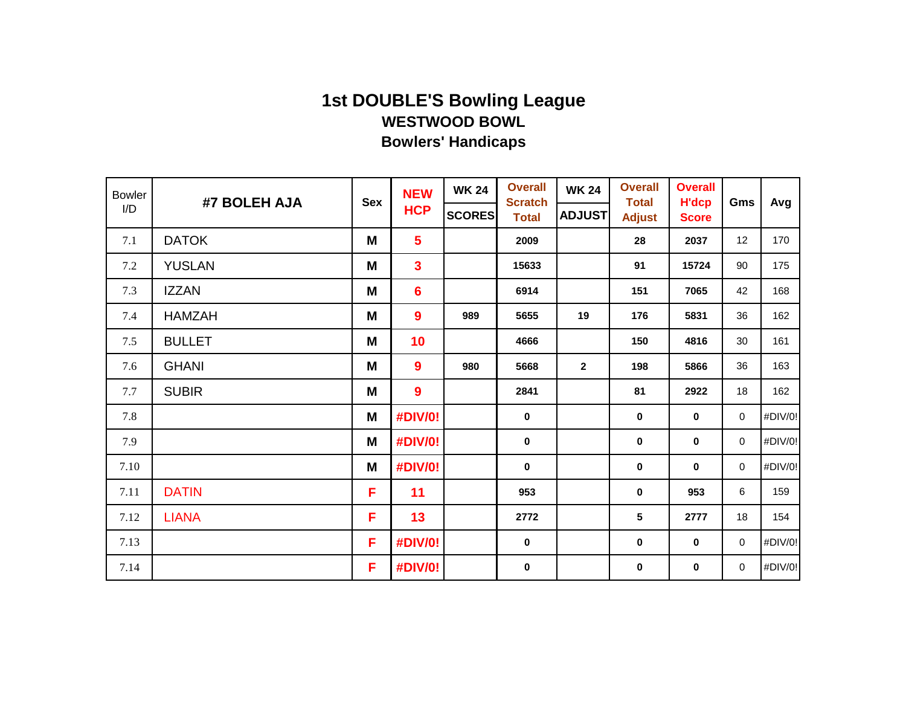# 1st DOUBLE'S Bowling League

## WESTWOOD BOWL

## Bowlers' Handicaps

| Bowler I/D | #7 BOLEH AJA | Sex | NEW HCP | WK 24 SCORES | Overall Scratch Total | WK 24 ADJUST | Overall Total Adjust | Overall H'dcp Score | Gms | Avg |
|---|---|---|---|---|---|---|---|---|---|---|
| 7.1 | DATOK | M | 5 | | 2009 | | 28 | 2037 | 12 | 170 |
| 7.2 | YUSLAN | M | 3 | | 15633 | | 91 | 15724 | 90 | 175 |
| 7.3 | IZZAN | M | 6 | | 6914 | | 151 | 7065 | 42 | 168 |
| 7.4 | HAMZAH | M | 9 | 989 | 5655 | 19 | 176 | 5831 | 36 | 162 |
| 7.5 | BULLET | M | 10 | | 4666 | | 150 | 4816 | 30 | 161 |
| 7.6 | GHANI | M | 9 | 980 | 5668 | 2 | 198 | 5866 | 36 | 163 |
| 7.7 | SUBIR | M | 9 | | 2841 | | 81 | 2922 | 18 | 162 |
| 7.8 | | M | #DIV/0! | | 0 | | 0 | 0 | 0 | #DIV/0! |
| 7.9 | | M | #DIV/0! | | 0 | | 0 | 0 | 0 | #DIV/0! |
| 7.10 | | M | #DIV/0! | | 0 | | 0 | 0 | 0 | #DIV/0! |
| 7.11 | DATIN | F | 11 | | 953 | | 0 | 953 | 6 | 159 |
| 7.12 | LIANA | F | 13 | | 2772 | | 5 | 2777 | 18 | 154 |
| 7.13 | | F | #DIV/0! | | 0 | | 0 | 0 | 0 | #DIV/0! |
| 7.14 | | F | #DIV/0! | | 0 | | 0 | 0 | 0 | #DIV/0! |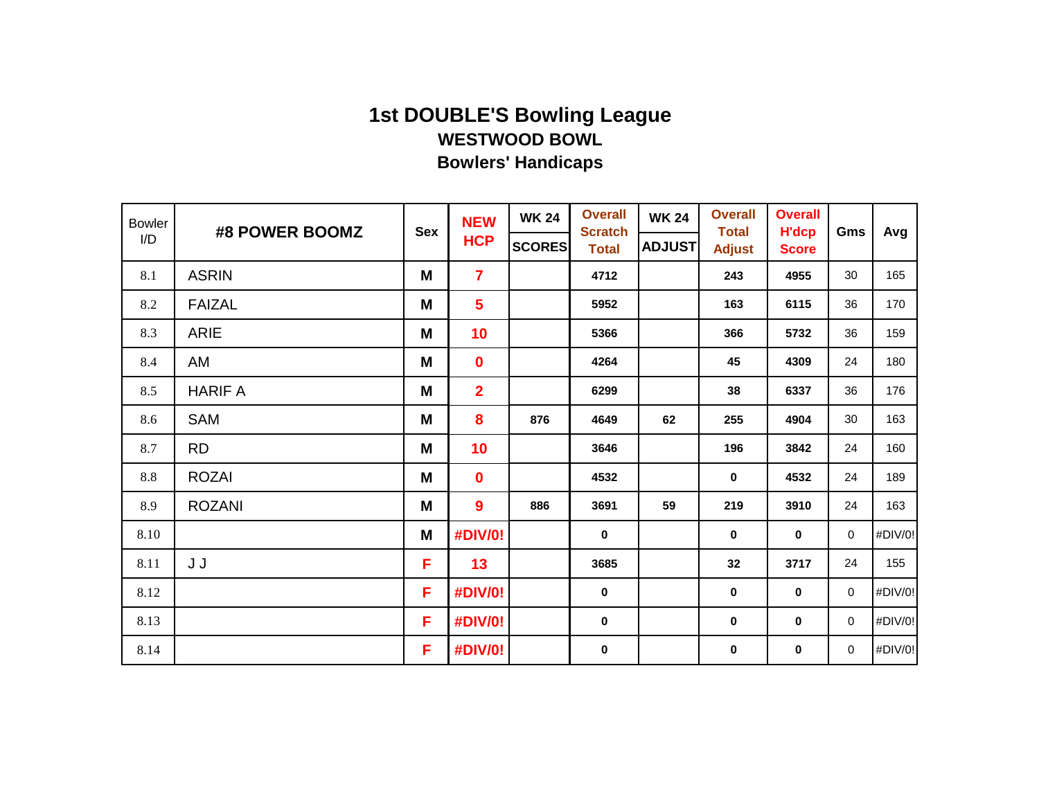# 1st DOUBLE'S Bowling League

## WESTWOOD BOWL

## Bowlers' Handicaps

| Bowler I/D | #8 POWER BOOMZ | Sex | NEW HCP | WK 24 SCORES | Overall Scratch Total | WK 24 ADJUST | Overall Total Adjust | Overall H'dcp Score | Gms | Avg |
|---|---|---|---|---|---|---|---|---|---|---|
| 8.1 | ASRIN | M | 7 | | 4712 | | 243 | 4955 | 30 | 165 |
| 8.2 | FAIZAL | M | 5 | | 5952 | | 163 | 6115 | 36 | 170 |
| 8.3 | ARIE | M | 10 | | 5366 | | 366 | 5732 | 36 | 159 |
| 8.4 | AM | M | 0 | | 4264 | | 45 | 4309 | 24 | 180 |
| 8.5 | HARIF A | M | 2 | | 6299 | | 38 | 6337 | 36 | 176 |
| 8.6 | SAM | M | 8 | 876 | 4649 | 62 | 255 | 4904 | 30 | 163 |
| 8.7 | RD | M | 10 | | 3646 | | 196 | 3842 | 24 | 160 |
| 8.8 | ROZAI | M | 0 | | 4532 | | 0 | 4532 | 24 | 189 |
| 8.9 | ROZANI | M | 9 | 886 | 3691 | 59 | 219 | 3910 | 24 | 163 |
| 8.10 | | M | #DIV/0! | | 0 | | 0 | 0 | 0 | #DIV/0! |
| 8.11 | J J | F | 13 | | 3685 | | 32 | 3717 | 24 | 155 |
| 8.12 | | F | #DIV/0! | | 0 | | 0 | 0 | 0 | #DIV/0! |
| 8.13 | | F | #DIV/0! | | 0 | | 0 | 0 | 0 | #DIV/0! |
| 8.14 | | F | #DIV/0! | | 0 | | 0 | 0 | 0 | #DIV/0! |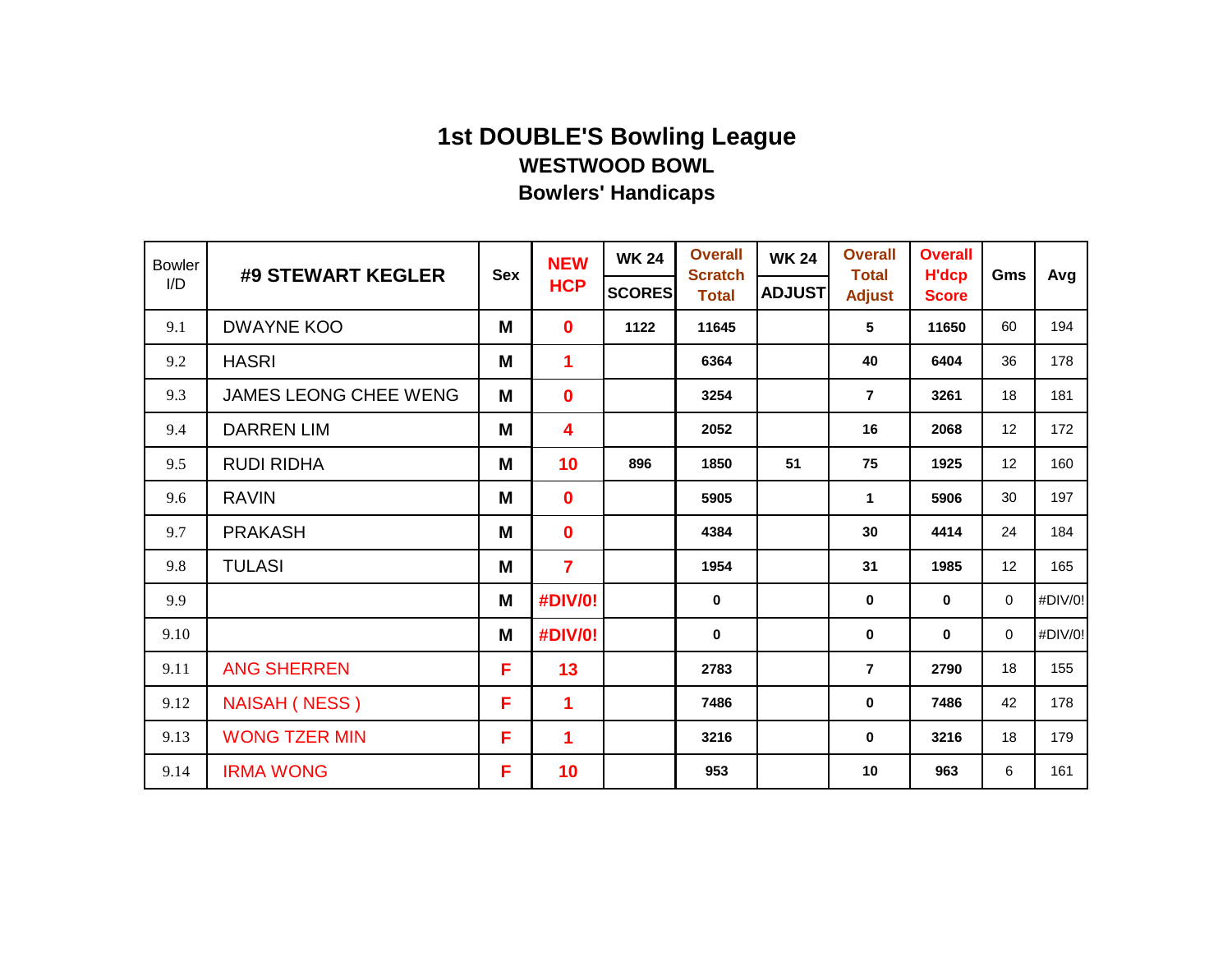# 1st DOUBLE'S Bowling League

## WESTWOOD BOWL

## Bowlers' Handicaps

| Bowler I/D | #9 STEWART KEGLER | Sex | NEW HCP | WK 24 SCORES | Overall Scratch Total | WK 24 ADJUST | Overall Total Adjust | Overall H'dcp Score | Gms | Avg |
|---|---|---|---|---|---|---|---|---|---|---|
| 9.1 | DWAYNE KOO | M | 0 | 1122 | 11645 | | 5 | 11650 | 60 | 194 |
| 9.2 | HASRI | M | 1 | | 6364 | | 40 | 6404 | 36 | 178 |
| 9.3 | JAMES LEONG CHEE WENG | M | 0 | | 3254 | | 7 | 3261 | 18 | 181 |
| 9.4 | DARREN LIM | M | 4 | | 2052 | | 16 | 2068 | 12 | 172 |
| 9.5 | RUDI RIDHA | M | 10 | 896 | 1850 | 51 | 75 | 1925 | 12 | 160 |
| 9.6 | RAVIN | M | 0 | | 5905 | | 1 | 5906 | 30 | 197 |
| 9.7 | PRAKASH | M | 0 | | 4384 | | 30 | 4414 | 24 | 184 |
| 9.8 | TULASI | M | 7 | | 1954 | | 31 | 1985 | 12 | 165 |
| 9.9 | | M | #DIV/0! | | 0 | | 0 | 0 | 0 | #DIV/0! |
| 9.10 | | M | #DIV/0! | | 0 | | 0 | 0 | 0 | #DIV/0! |
| 9.11 | ANG SHERREN | F | 13 | | 2783 | | 7 | 2790 | 18 | 155 |
| 9.12 | NAISAH ( NESS ) | F | 1 | | 7486 | | 0 | 7486 | 42 | 178 |
| 9.13 | WONG TZER MIN | F | 1 | | 3216 | | 0 | 3216 | 18 | 179 |
| 9.14 | IRMA WONG | F | 10 | | 953 | | 10 | 963 | 6 | 161 |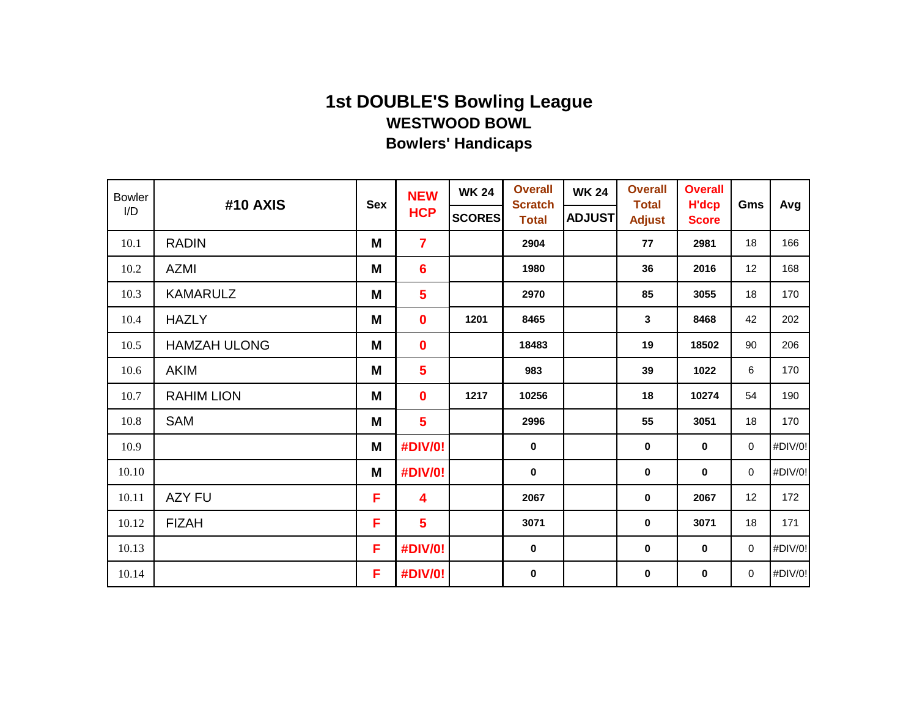# 1st DOUBLE'S Bowling League

## WESTWOOD BOWL

## Bowlers' Handicaps

| Bowler I/D | #10 AXIS | Sex | NEW HCP | WK 24 SCORES | Overall Scratch Total | WK 24 ADJUST | Overall Total Adjust | Overall H'dcp Score | Gms | Avg |
|---|---|---|---|---|---|---|---|---|---|---|
| 10.1 | RADIN | M | 7 | | 2904 | | 77 | 2981 | 18 | 166 |
| 10.2 | AZMI | M | 6 | | 1980 | | 36 | 2016 | 12 | 168 |
| 10.3 | KAMARULZ | M | 5 | | 2970 | | 85 | 3055 | 18 | 170 |
| 10.4 | HAZLY | M | 0 | 1201 | 8465 | | 3 | 8468 | 42 | 202 |
| 10.5 | HAMZAH ULONG | M | 0 | | 18483 | | 19 | 18502 | 90 | 206 |
| 10.6 | AKIM | M | 5 | | 983 | | 39 | 1022 | 6 | 170 |
| 10.7 | RAHIM LION | M | 0 | 1217 | 10256 | | 18 | 10274 | 54 | 190 |
| 10.8 | SAM | M | 5 | | 2996 | | 55 | 3051 | 18 | 170 |
| 10.9 | | M | #DIV/0! | | 0 | | 0 | 0 | 0 | #DIV/0! |
| 10.10 | | M | #DIV/0! | | 0 | | 0 | 0 | 0 | #DIV/0! |
| 10.11 | AZY FU | F | 4 | | 2067 | | 0 | 2067 | 12 | 172 |
| 10.12 | FIZAH | F | 5 | | 3071 | | 0 | 3071 | 18 | 171 |
| 10.13 | | F | #DIV/0! | | 0 | | 0 | 0 | 0 | #DIV/0! |
| 10.14 | | F | #DIV/0! | | 0 | | 0 | 0 | 0 | #DIV/0! |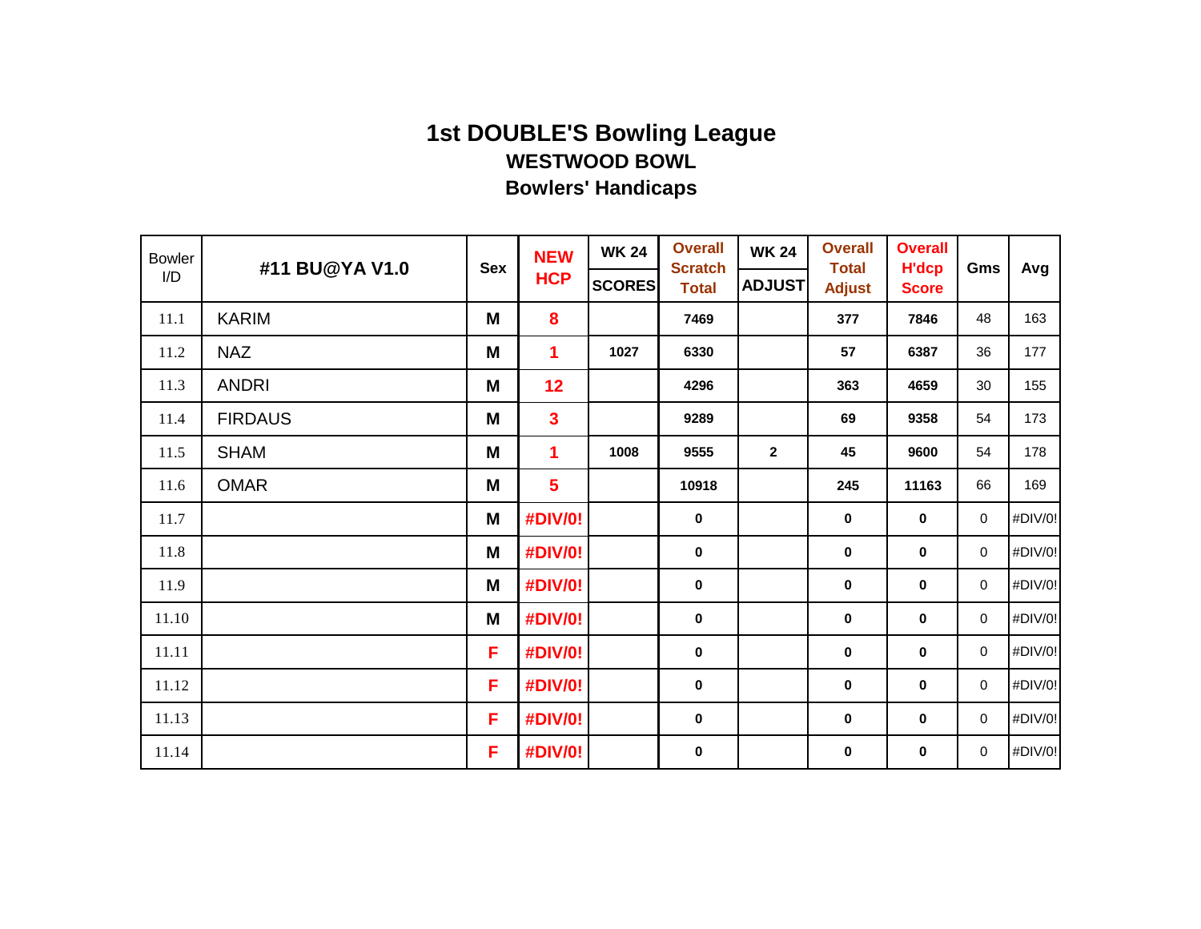# 1st DOUBLE'S Bowling League

## WESTWOOD BOWL

## Bowlers' Handicaps

| Bowler I/D | #11 BU@YA V1.0 | Sex | NEW HCP | WK 24 SCORES | Overall Scratch Total | WK 24 ADJUST | Overall Total Adjust | Overall H'dcp Score | Gms | Avg |
|---|---|---|---|---|---|---|---|---|---|---|
| 11.1 | KARIM | M | 8 | | 7469 | | 377 | 7846 | 48 | 163 |
| 11.2 | NAZ | M | 1 | 1027 | 6330 | | 57 | 6387 | 36 | 177 |
| 11.3 | ANDRI | M | 12 | | 4296 | | 363 | 4659 | 30 | 155 |
| 11.4 | FIRDAUS | M | 3 | | 9289 | | 69 | 9358 | 54 | 173 |
| 11.5 | SHAM | M | 1 | 1008 | 9555 | 2 | 45 | 9600 | 54 | 178 |
| 11.6 | OMAR | M | 5 | | 10918 | | 245 | 11163 | 66 | 169 |
| 11.7 | | M | #DIV/0! | | 0 | | 0 | 0 | 0 | #DIV/0! |
| 11.8 | | M | #DIV/0! | | 0 | | 0 | 0 | 0 | #DIV/0! |
| 11.9 | | M | #DIV/0! | | 0 | | 0 | 0 | 0 | #DIV/0! |
| 11.10 | | M | #DIV/0! | | 0 | | 0 | 0 | 0 | #DIV/0! |
| 11.11 | | F | #DIV/0! | | 0 | | 0 | 0 | 0 | #DIV/0! |
| 11.12 | | F | #DIV/0! | | 0 | | 0 | 0 | 0 | #DIV/0! |
| 11.13 | | F | #DIV/0! | | 0 | | 0 | 0 | 0 | #DIV/0! |
| 11.14 | | F | #DIV/0! | | 0 | | 0 | 0 | 0 | #DIV/0! |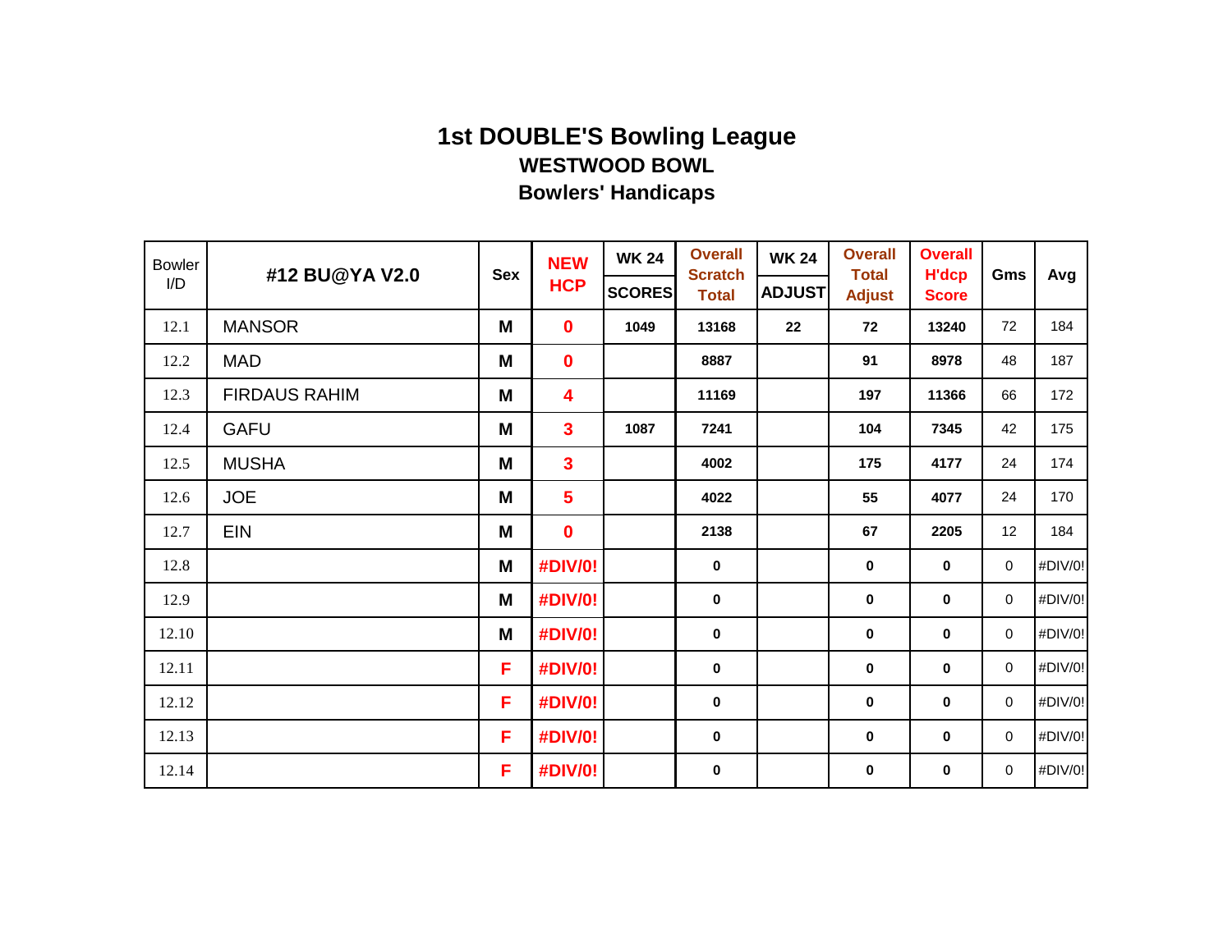# 1st DOUBLE'S Bowling League

## WESTWOOD BOWL

## Bowlers' Handicaps

| Bowler I/D | #12 BU@YA V2.0 | Sex | NEW HCP | WK 24 SCORES | Overall Scratch Total | WK 24 ADJUST | Overall Total Adjust | Overall H'dcp Score | Gms | Avg |
|---|---|---|---|---|---|---|---|---|---|---|
| 12.1 | MANSOR | M | 0 | 1049 | 13168 | 22 | 72 | 13240 | 72 | 184 |
| 12.2 | MAD | M | 0 | | 8887 | | 91 | 8978 | 48 | 187 |
| 12.3 | FIRDAUS RAHIM | M | 4 | | 11169 | | 197 | 11366 | 66 | 172 |
| 12.4 | GAFU | M | 3 | 1087 | 7241 | | 104 | 7345 | 42 | 175 |
| 12.5 | MUSHA | M | 3 | | 4002 | | 175 | 4177 | 24 | 174 |
| 12.6 | JOE | M | 5 | | 4022 | | 55 | 4077 | 24 | 170 |
| 12.7 | EIN | M | 0 | | 2138 | | 67 | 2205 | 12 | 184 |
| 12.8 | | M | #DIV/0! | | 0 | | 0 | 0 | 0 | #DIV/0! |
| 12.9 | | M | #DIV/0! | | 0 | | 0 | 0 | 0 | #DIV/0! |
| 12.10 | | M | #DIV/0! | | 0 | | 0 | 0 | 0 | #DIV/0! |
| 12.11 | | F | #DIV/0! | | 0 | | 0 | 0 | 0 | #DIV/0! |
| 12.12 | | F | #DIV/0! | | 0 | | 0 | 0 | 0 | #DIV/0! |
| 12.13 | | F | #DIV/0! | | 0 | | 0 | 0 | 0 | #DIV/0! |
| 12.14 | | F | #DIV/0! | | 0 | | 0 | 0 | 0 | #DIV/0! |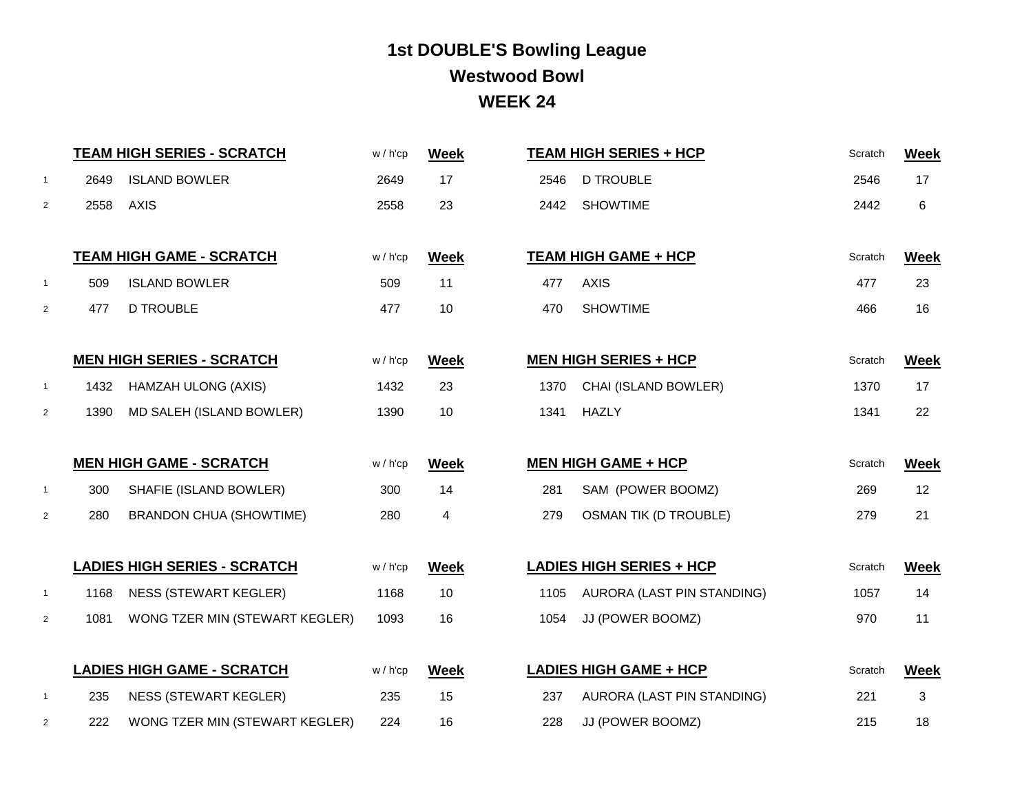# 1st DOUBLE'S Bowling League

## Westwood Bowl

## WEEK 24

| | TEAM HIGH SERIES - SCRATCH | | w / h'cp | Week | TEAM HIGH SERIES + HCP | | Scratch | Week |
|---|---|---|---|---|---|---|---|---|
| 1 | 2649 | ISLAND BOWLER | 2649 | 17 | 2546 | D TROUBLE | 2546 | 17 |
| 2 | 2558 | AXIS | 2558 | 23 | 2442 | SHOWTIME | 2442 | 6 |

| | TEAM HIGH GAME - SCRATCH | | w / h'cp | Week | TEAM HIGH GAME + HCP | | Scratch | Week |
|---|---|---|---|---|---|---|---|---|
| 1 | 509 | ISLAND BOWLER | 509 | 11 | 477 | AXIS | 477 | 23 |
| 2 | 477 | D TROUBLE | 477 | 10 | 470 | SHOWTIME | 466 | 16 |

| | MEN HIGH SERIES - SCRATCH | | w / h'cp | Week | MEN HIGH SERIES + HCP | | Scratch | Week |
|---|---|---|---|---|---|---|---|---|
| 1 | 1432 | HAMZAH ULONG (AXIS) | 1432 | 23 | 1370 | CHAI (ISLAND BOWLER) | 1370 | 17 |
| 2 | 1390 | MD SALEH (ISLAND BOWLER) | 1390 | 10 | 1341 | HAZLY | 1341 | 22 |

| | MEN HIGH GAME - SCRATCH | | w / h'cp | Week | MEN HIGH GAME + HCP | | Scratch | Week |
|---|---|---|---|---|---|---|---|---|
| 1 | 300 | SHAFIE (ISLAND BOWLER) | 300 | 14 | 281 | SAM (POWER BOOMZ) | 269 | 12 |
| 2 | 280 | BRANDON CHUA (SHOWTIME) | 280 | 4 | 279 | OSMAN TIK (D TROUBLE) | 279 | 21 |

| | LADIES HIGH SERIES - SCRATCH | | w / h'cp | Week | LADIES HIGH SERIES + HCP | | Scratch | Week |
|---|---|---|---|---|---|---|---|---|
| 1 | 1168 | NESS (STEWART KEGLER) | 1168 | 10 | 1105 | AURORA (LAST PIN STANDING) | 1057 | 14 |
| 2 | 1081 | WONG TZER MIN (STEWART KEGLER) | 1093 | 16 | 1054 | JJ (POWER BOOMZ) | 970 | 11 |

| | LADIES HIGH GAME - SCRATCH | | w / h'cp | Week | LADIES HIGH GAME + HCP | | Scratch | Week |
|---|---|---|---|---|---|---|---|---|
| 1 | 235 | NESS (STEWART KEGLER) | 235 | 15 | 237 | AURORA (LAST PIN STANDING) | 221 | 3 |
| 2 | 222 | WONG TZER MIN (STEWART KEGLER) | 224 | 16 | 228 | JJ (POWER BOOMZ) | 215 | 18 |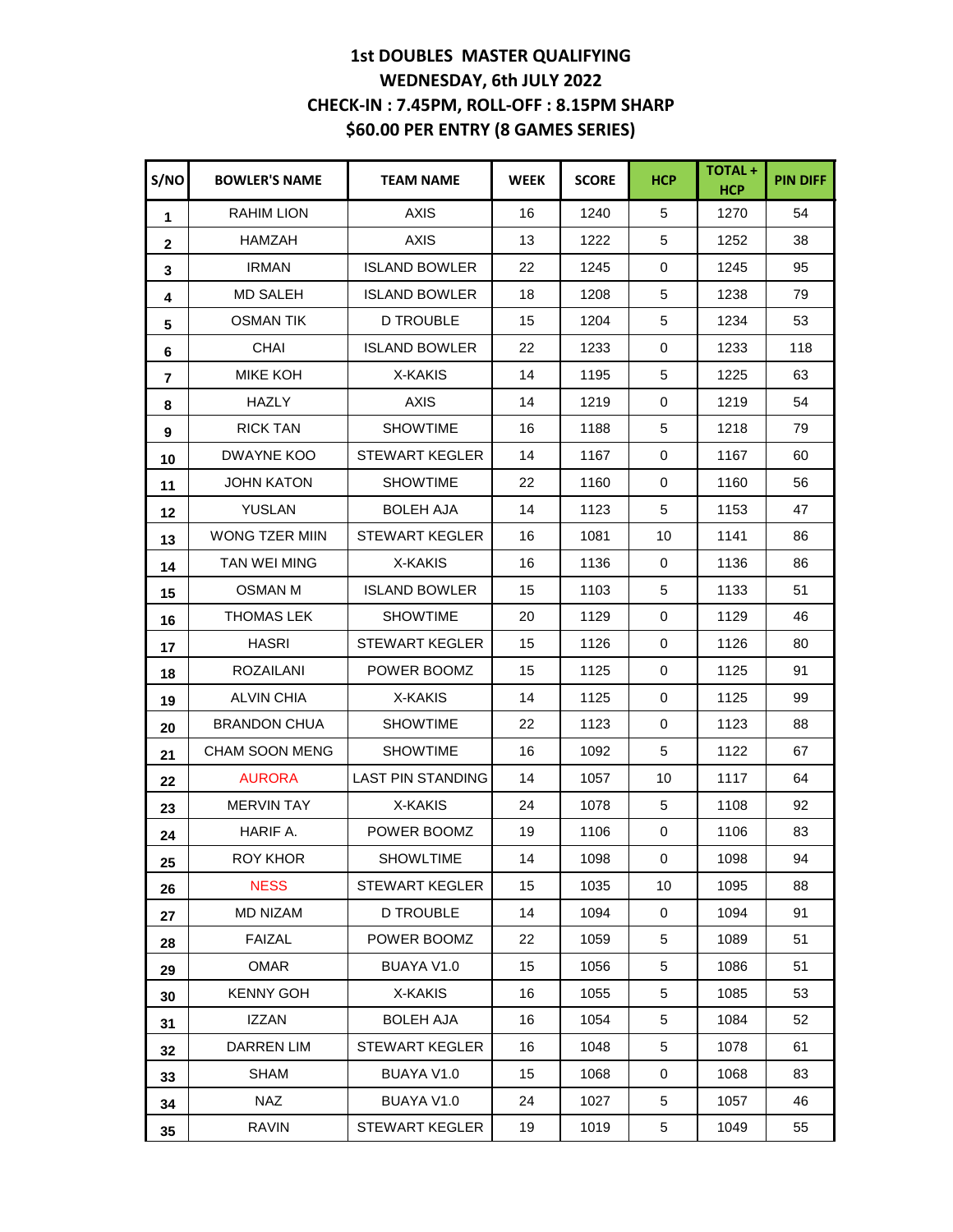# 1st DOUBLES MASTER QUALIFYING
## WEDNESDAY, 6th JULY 2022
## CHECK-IN : 7.45PM, ROLL-OFF : 8.15PM SHARP
## $60.00 PER ENTRY (8 GAMES SERIES)

| S/NO | BOWLER'S NAME | TEAM NAME | WEEK | SCORE | HCP | TOTAL + HCP | PIN DIFF |
|---|---|---|---|---|---|---|---|
| 1 | RAHIM LION | AXIS | 16 | 1240 | 5 | 1270 | 54 |
| 2 | HAMZAH | AXIS | 13 | 1222 | 5 | 1252 | 38 |
| 3 | IRMAN | ISLAND BOWLER | 22 | 1245 | 0 | 1245 | 95 |
| 4 | MD SALEH | ISLAND BOWLER | 18 | 1208 | 5 | 1238 | 79 |
| 5 | OSMAN TIK | D TROUBLE | 15 | 1204 | 5 | 1234 | 53 |
| 6 | CHAI | ISLAND BOWLER | 22 | 1233 | 0 | 1233 | 118 |
| 7 | MIKE KOH | X-KAKIS | 14 | 1195 | 5 | 1225 | 63 |
| 8 | HAZLY | AXIS | 14 | 1219 | 0 | 1219 | 54 |
| 9 | RICK TAN | SHOWTIME | 16 | 1188 | 5 | 1218 | 79 |
| 10 | DWAYNE KOO | STEWART KEGLER | 14 | 1167 | 0 | 1167 | 60 |
| 11 | JOHN KATON | SHOWTIME | 22 | 1160 | 0 | 1160 | 56 |
| 12 | YUSLAN | BOLEH AJA | 14 | 1123 | 5 | 1153 | 47 |
| 13 | WONG TZER MIIN | STEWART KEGLER | 16 | 1081 | 10 | 1141 | 86 |
| 14 | TAN WEI MING | X-KAKIS | 16 | 1136 | 0 | 1136 | 86 |
| 15 | OSMAN M | ISLAND BOWLER | 15 | 1103 | 5 | 1133 | 51 |
| 16 | THOMAS LEK | SHOWTIME | 20 | 1129 | 0 | 1129 | 46 |
| 17 | HASRI | STEWART KEGLER | 15 | 1126 | 0 | 1126 | 80 |
| 18 | ROZAILANI | POWER BOOMZ | 15 | 1125 | 0 | 1125 | 91 |
| 19 | ALVIN CHIA | X-KAKIS | 14 | 1125 | 0 | 1125 | 99 |
| 20 | BRANDON CHUA | SHOWTIME | 22 | 1123 | 0 | 1123 | 88 |
| 21 | CHAM SOON MENG | SHOWTIME | 16 | 1092 | 5 | 1122 | 67 |
| 22 | AURORA | LAST PIN STANDING | 14 | 1057 | 10 | 1117 | 64 |
| 23 | MERVIN TAY | X-KAKIS | 24 | 1078 | 5 | 1108 | 92 |
| 24 | HARIF A. | POWER BOOMZ | 19 | 1106 | 0 | 1106 | 83 |
| 25 | ROY KHOR | SHOWLTIME | 14 | 1098 | 0 | 1098 | 94 |
| 26 | NESS | STEWART KEGLER | 15 | 1035 | 10 | 1095 | 88 |
| 27 | MD NIZAM | D TROUBLE | 14 | 1094 | 0 | 1094 | 91 |
| 28 | FAIZAL | POWER BOOMZ | 22 | 1059 | 5 | 1089 | 51 |
| 29 | OMAR | BUAYA V1.0 | 15 | 1056 | 5 | 1086 | 51 |
| 30 | KENNY GOH | X-KAKIS | 16 | 1055 | 5 | 1085 | 53 |
| 31 | IZZAN | BOLEH AJA | 16 | 1054 | 5 | 1084 | 52 |
| 32 | DARREN LIM | STEWART KEGLER | 16 | 1048 | 5 | 1078 | 61 |
| 33 | SHAM | BUAYA V1.0 | 15 | 1068 | 0 | 1068 | 83 |
| 34 | NAZ | BUAYA V1.0 | 24 | 1027 | 5 | 1057 | 46 |
| 35 | RAVIN | STEWART KEGLER | 19 | 1019 | 5 | 1049 | 55 |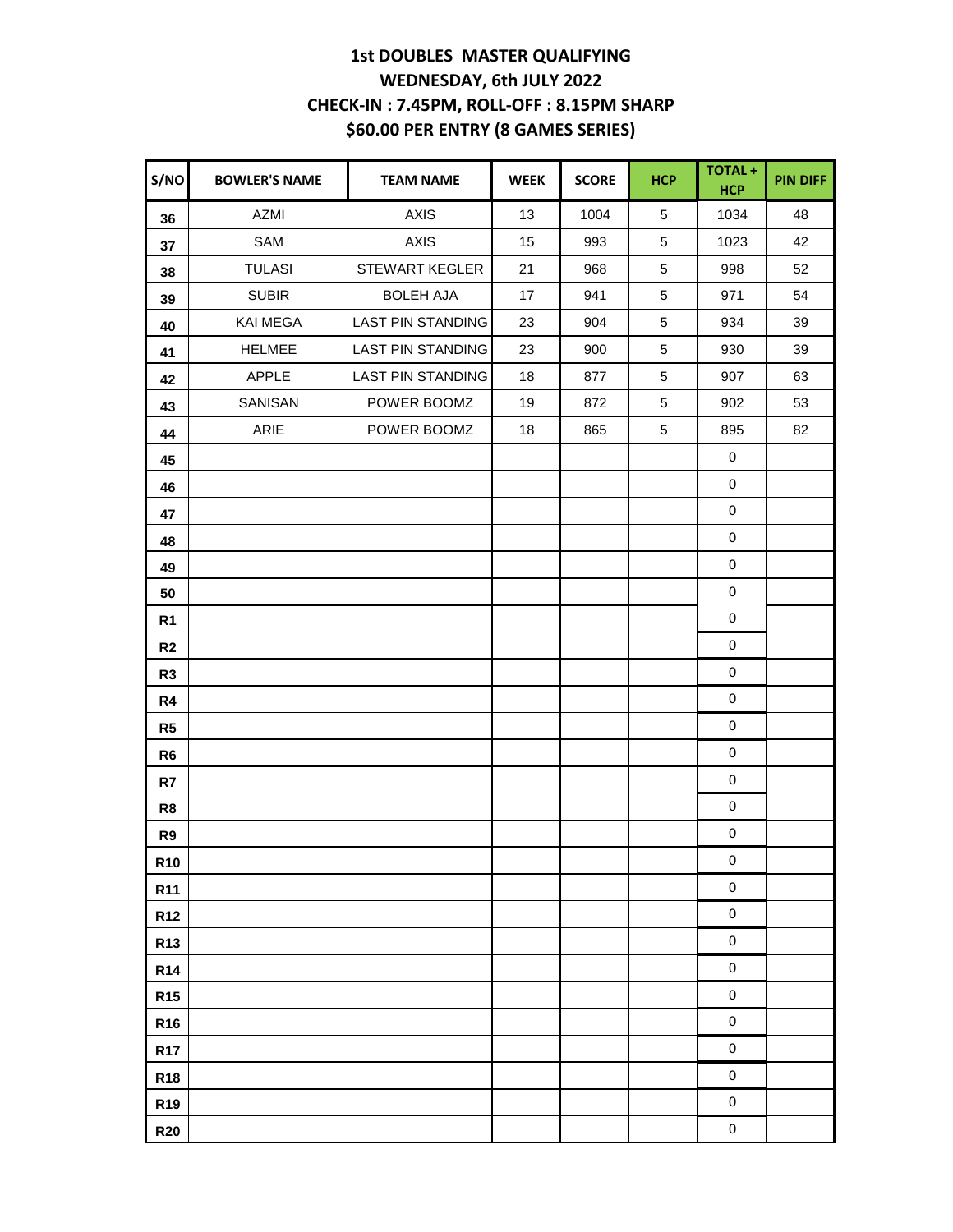# 1st DOUBLES MASTER QUALIFYING
## WEDNESDAY, 6th JULY 2022
## CHECK-IN : 7.45PM, ROLL-OFF : 8.15PM SHARP
## $60.00 PER ENTRY (8 GAMES SERIES)

| S/NO | BOWLER'S NAME | TEAM NAME | WEEK | SCORE | HCP | TOTAL + HCP | PIN DIFF |
|---|---|---|---|---|---|---|---|
| 36 | AZMI | AXIS | 13 | 1004 | 5 | 1034 | 48 |
| 37 | SAM | AXIS | 15 | 993 | 5 | 1023 | 42 |
| 38 | TULASI | STEWART KEGLER | 21 | 968 | 5 | 998 | 52 |
| 39 | SUBIR | BOLEH AJA | 17 | 941 | 5 | 971 | 54 |
| 40 | KAI MEGA | LAST PIN STANDING | 23 | 904 | 5 | 934 | 39 |
| 41 | HELMEE | LAST PIN STANDING | 23 | 900 | 5 | 930 | 39 |
| 42 | APPLE | LAST PIN STANDING | 18 | 877 | 5 | 907 | 63 |
| 43 | SANISAN | POWER BOOMZ | 19 | 872 | 5 | 902 | 53 |
| 44 | ARIE | POWER BOOMZ | 18 | 865 | 5 | 895 | 82 |
| 45 | | | | | | 0 | |
| 46 | | | | | | 0 | |
| 47 | | | | | | 0 | |
| 48 | | | | | | 0 | |
| 49 | | | | | | 0 | |
| 50 | | | | | | 0 | |
| R1 | | | | | | 0 | |
| R2 | | | | | | 0 | |
| R3 | | | | | | 0 | |
| R4 | | | | | | 0 | |
| R5 | | | | | | 0 | |
| R6 | | | | | | 0 | |
| R7 | | | | | | 0 | |
| R8 | | | | | | 0 | |
| R9 | | | | | | 0 | |
| R10 | | | | | | 0 | |
| R11 | | | | | | 0 | |
| R12 | | | | | | 0 | |
| R13 | | | | | | 0 | |
| R14 | | | | | | 0 | |
| R15 | | | | | | 0 | |
| R16 | | | | | | 0 | |
| R17 | | | | | | 0 | |
| R18 | | | | | | 0 | |
| R19 | | | | | | 0 | |
| R20 | | | | | | 0 | |